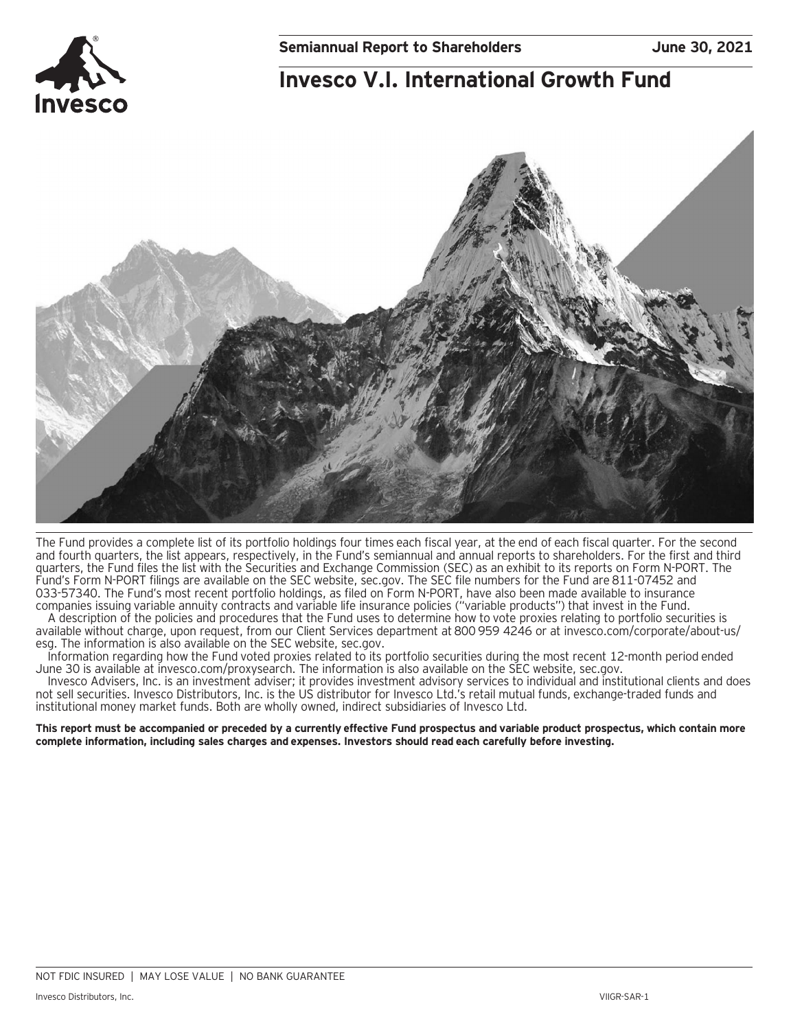**Semiannual Report to Shareholders** **June 30, 2021**

# Invesco V.I. International Growth Fund

The Fund provides a complete list of its portfolio holdings four times each fiscal year, at the end of each fiscal quarter. For the second and fourth quarters, the list appears, respectively, in the Fund's semiannual and annual reports to shareholders. For the first and third quarters, the Fund files the list with the Securities and Exchange Commission (SEC) as an exhibit to its reports on Form N-PORT. The Fund's Form N-PORT filings are available on the SEC website, sec.gov. The SEC file numbers for the Fund are 811-07452 and 033-57340. The Fund's most recent portfolio holdings, as filed on Form N-PORT, have also been made available to insurance companies issuing variable annuity contracts and variable life insurance policies ("variable products") that invest in the Fund.

A description of the policies and procedures that the Fund uses to determine how to vote proxies relating to portfolio securities is available without charge, upon request, from our Client Services department at 800 959 4246 or at invesco.com/corporate/about-us/esg. The information is also available on the SEC website, sec.gov.

Information regarding how the Fund voted proxies related to its portfolio securities during the most recent 12-month period ended June 30 is available at invesco.com/proxysearch. The information is also available on the SEC website, sec.gov.

Invesco Advisers, Inc. is an investment adviser; it provides investment advisory services to individual and institutional clients and does not sell securities. Invesco Distributors, Inc. is the US distributor for Invesco Ltd.'s retail mutual funds, exchange-traded funds and institutional money market funds. Both are wholly owned, indirect subsidiaries of Invesco Ltd.

**This report must be accompanied or preceded by a currently effective Fund prospectus and variable product prospectus, which contain more complete information, including sales charges and expenses. Investors should read each carefully before investing.**

NOT FDIC INSURED | MAY LOSE VALUE | NO BANK GUARANTEE

Invesco Distributors, Inc. VIIGR-SAR-1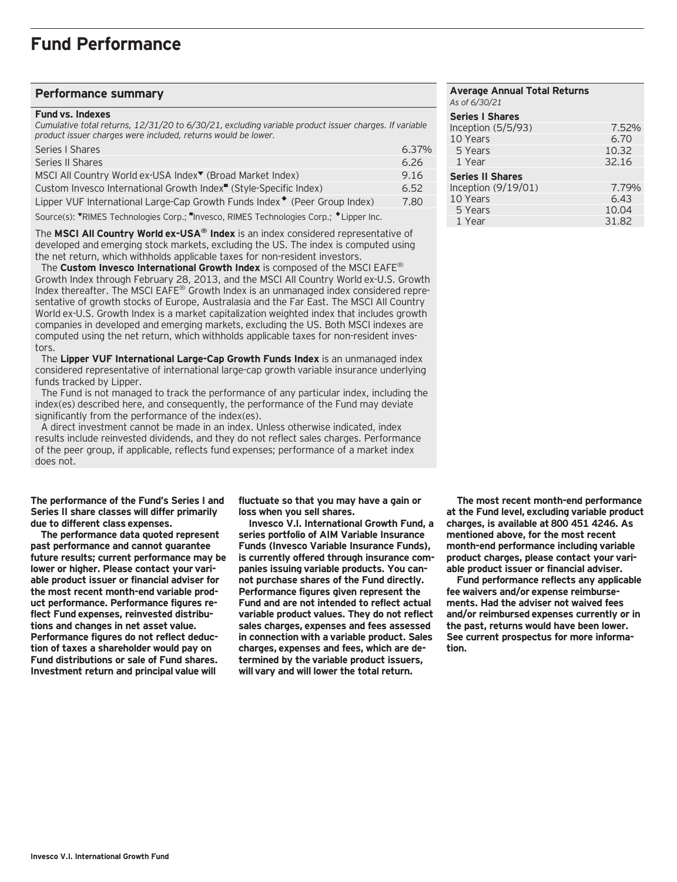# Fund Performance

## Performance summary

**Fund vs. Indexes**

*Cumulative total returns, 12/31/20 to 6/30/21, excluding variable product issuer charges. If variable product issuer charges were included, returns would be lower.*

| | |
|---|---|
| Series I Shares | 6.37% |
| Series II Shares | 6.26 |
| MSCI All Country World ex-USA Index▼ (Broad Market Index) | 9.16 |
| Custom Invesco International Growth Index■ (Style-Specific Index) | 6.52 |
| Lipper VUF International Large-Cap Growth Funds Index◆ (Peer Group Index) | 7.80 |

Source(s): ▼RIMES Technologies Corp.; ■Invesco, RIMES Technologies Corp.; ◆Lipper Inc.

The **MSCI All Country World ex-USA® Index** is an index considered representative of developed and emerging stock markets, excluding the US. The index is computed using the net return, which withholds applicable taxes for non-resident investors.

The **Custom Invesco International Growth Index** is composed of the MSCI EAFE® Growth Index through February 28, 2013, and the MSCI All Country World ex-U.S. Growth Index thereafter. The MSCI EAFE® Growth Index is an unmanaged index considered representative of growth stocks of Europe, Australasia and the Far East. The MSCI All Country World ex-U.S. Growth Index is a market capitalization weighted index that includes growth companies in developed and emerging markets, excluding the US. Both MSCI indexes are computed using the net return, which withholds applicable taxes for non-resident investors.

The **Lipper VUF International Large-Cap Growth Funds Index** is an unmanaged index considered representative of international large-cap growth variable insurance underlying funds tracked by Lipper.

The Fund is not managed to track the performance of any particular index, including the index(es) described here, and consequently, the performance of the Fund may deviate significantly from the performance of the index(es).

A direct investment cannot be made in an index. Unless otherwise indicated, index results include reinvested dividends, and they do not reflect sales charges. Performance of the peer group, if applicable, reflects fund expenses; performance of a market index does not.

**Average Annual Total Returns**

*As of 6/30/21*

| | |
|---|---|
| **Series I Shares** | |
| Inception (5/5/93) | 7.52% |
| 10 Years | 6.70 |
| 5 Years | 10.32 |
| 1 Year | 32.16 |
| **Series II Shares** | |
| Inception (9/19/01) | 7.79% |
| 10 Years | 6.43 |
| 5 Years | 10.04 |
| 1 Year | 31.82 |

**The performance of the Fund's Series I and Series II share classes will differ primarily due to different class expenses.**

**The performance data quoted represent past performance and cannot guarantee future results; current performance may be lower or higher. Please contact your variable product issuer or financial adviser for the most recent month-end variable product performance. Performance figures reflect Fund expenses, reinvested distributions and changes in net asset value. Performance figures do not reflect deduction of taxes a shareholder would pay on Fund distributions or sale of Fund shares. Investment return and principal value will fluctuate so that you may have a gain or loss when you sell shares.**

**Invesco V.I. International Growth Fund, a series portfolio of AIM Variable Insurance Funds (Invesco Variable Insurance Funds), is currently offered through insurance companies issuing variable products. You cannot purchase shares of the Fund directly. Performance figures given represent the Fund and are not intended to reflect actual variable product values. They do not reflect sales charges, expenses and fees assessed in connection with a variable product. Sales charges, expenses and fees, which are determined by the variable product issuers, will vary and will lower the total return.**

**The most recent month-end performance at the Fund level, excluding variable product charges, is available at 800 451 4246. As mentioned above, for the most recent month-end performance including variable product charges, please contact your variable product issuer or financial adviser.**

**Fund performance reflects any applicable fee waivers and/or expense reimbursements. Had the adviser not waived fees and/or reimbursed expenses currently or in the past, returns would have been lower. See current prospectus for more information.**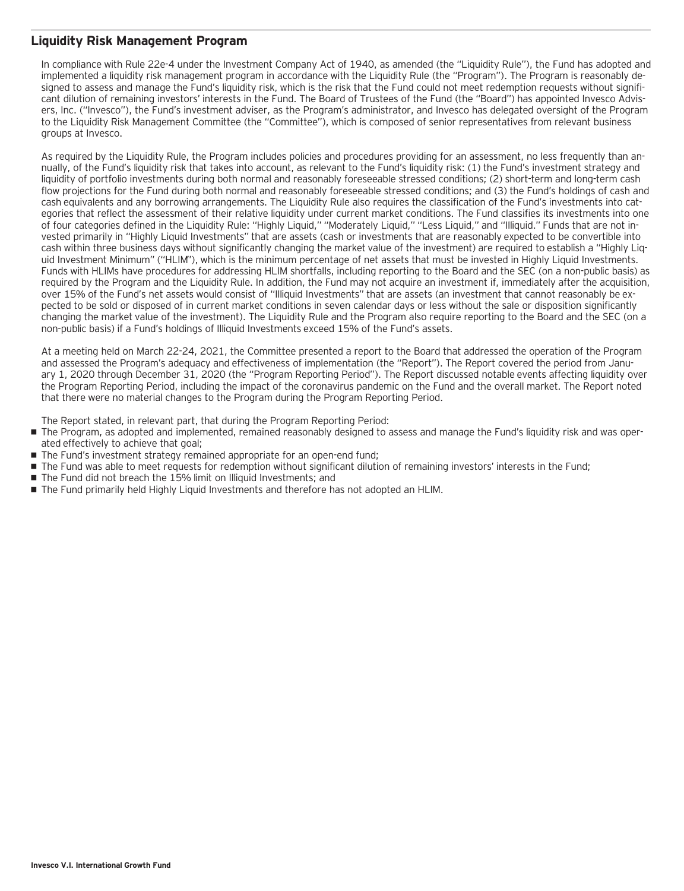## Liquidity Risk Management Program

In compliance with Rule 22e-4 under the Investment Company Act of 1940, as amended (the "Liquidity Rule"), the Fund has adopted and implemented a liquidity risk management program in accordance with the Liquidity Rule (the "Program"). The Program is reasonably designed to assess and manage the Fund's liquidity risk, which is the risk that the Fund could not meet redemption requests without significant dilution of remaining investors' interests in the Fund. The Board of Trustees of the Fund (the "Board") has appointed Invesco Advisers, Inc. ("Invesco"), the Fund's investment adviser, as the Program's administrator, and Invesco has delegated oversight of the Program to the Liquidity Risk Management Committee (the "Committee"), which is composed of senior representatives from relevant business groups at Invesco.

As required by the Liquidity Rule, the Program includes policies and procedures providing for an assessment, no less frequently than annually, of the Fund's liquidity risk that takes into account, as relevant to the Fund's liquidity risk: (1) the Fund's investment strategy and liquidity of portfolio investments during both normal and reasonably foreseeable stressed conditions; (2) short-term and long-term cash flow projections for the Fund during both normal and reasonably foreseeable stressed conditions; and (3) the Fund's holdings of cash and cash equivalents and any borrowing arrangements. The Liquidity Rule also requires the classification of the Fund's investments into categories that reflect the assessment of their relative liquidity under current market conditions. The Fund classifies its investments into one of four categories defined in the Liquidity Rule: "Highly Liquid," "Moderately Liquid," "Less Liquid," and "Illiquid." Funds that are not invested primarily in "Highly Liquid Investments" that are assets (cash or investments that are reasonably expected to be convertible into cash within three business days without significantly changing the market value of the investment) are required to establish a "Highly Liquid Investment Minimum" ("HLIM"), which is the minimum percentage of net assets that must be invested in Highly Liquid Investments. Funds with HLIMs have procedures for addressing HLIM shortfalls, including reporting to the Board and the SEC (on a non-public basis) as required by the Program and the Liquidity Rule. In addition, the Fund may not acquire an investment if, immediately after the acquisition, over 15% of the Fund's net assets would consist of "Illiquid Investments" that are assets (an investment that cannot reasonably be expected to be sold or disposed of in current market conditions in seven calendar days or less without the sale or disposition significantly changing the market value of the investment). The Liquidity Rule and the Program also require reporting to the Board and the SEC (on a non-public basis) if a Fund's holdings of Illiquid Investments exceed 15% of the Fund's assets.

At a meeting held on March 22-24, 2021, the Committee presented a report to the Board that addressed the operation of the Program and assessed the Program's adequacy and effectiveness of implementation (the "Report"). The Report covered the period from January 1, 2020 through December 31, 2020 (the "Program Reporting Period"). The Report discussed notable events affecting liquidity over the Program Reporting Period, including the impact of the coronavirus pandemic on the Fund and the overall market. The Report noted that there were no material changes to the Program during the Program Reporting Period.

The Report stated, in relevant part, that during the Program Reporting Period:

- The Program, as adopted and implemented, remained reasonably designed to assess and manage the Fund's liquidity risk and was operated effectively to achieve that goal;
- The Fund's investment strategy remained appropriate for an open-end fund;
- The Fund was able to meet requests for redemption without significant dilution of remaining investors' interests in the Fund;
- The Fund did not breach the 15% limit on Illiquid Investments; and
- The Fund primarily held Highly Liquid Investments and therefore has not adopted an HLIM.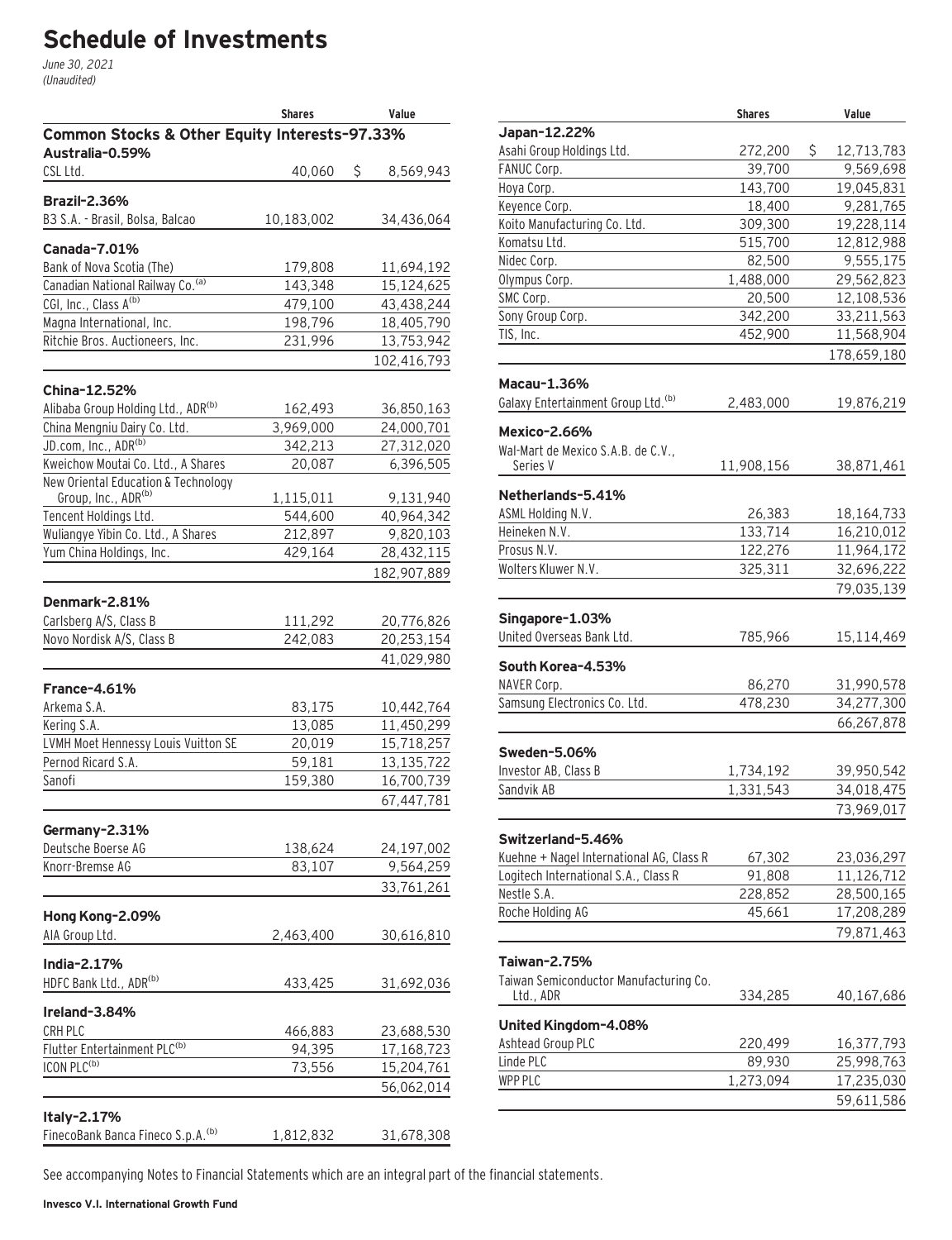# Schedule of Investments

*June 30, 2021*
*(Unaudited)*

| | Shares | Value |
|---|---|---|
| **Common Stocks & Other Equity Interests-97.33%** | | |
| **Australia-0.59%** | | |
| CSL Ltd. | 40,060 | $ 8,569,943 |
| **Brazil-2.36%** | | |
| B3 S.A. - Brasil, Bolsa, Balcao | 10,183,002 | 34,436,064 |
| **Canada-7.01%** | | |
| Bank of Nova Scotia (The) | 179,808 | 11,694,192 |
| Canadian National Railway Co.[(a)] | 143,348 | 15,124,625 |
| CGI, Inc., Class A[(b)] | 479,100 | 43,438,244 |
| Magna International, Inc. | 198,796 | 18,405,790 |
| Ritchie Bros. Auctioneers, Inc. | 231,996 | 13,753,942 |
| | | 102,416,793 |
| **China-12.52%** | | |
| Alibaba Group Holding Ltd., ADR[(b)] | 162,493 | 36,850,163 |
| China Mengniu Dairy Co. Ltd. | 3,969,000 | 24,000,701 |
| JD.com, Inc., ADR[(b)] | 342,213 | 27,312,020 |
| Kweichow Moutai Co. Ltd., A Shares | 20,087 | 6,396,505 |
| New Oriental Education & Technology Group, Inc., ADR[(b)] | 1,115,011 | 9,131,940 |
| Tencent Holdings Ltd. | 544,600 | 40,964,342 |
| Wuliangye Yibin Co. Ltd., A Shares | 212,897 | 9,820,103 |
| Yum China Holdings, Inc. | 429,164 | 28,432,115 |
| | | 182,907,889 |
| **Denmark-2.81%** | | |
| Carlsberg A/S, Class B | 111,292 | 20,776,826 |
| Novo Nordisk A/S, Class B | 242,083 | 20,253,154 |
| | | 41,029,980 |
| **France-4.61%** | | |
| Arkema S.A. | 83,175 | 10,442,764 |
| Kering S.A. | 13,085 | 11,450,299 |
| LVMH Moet Hennessy Louis Vuitton SE | 20,019 | 15,718,257 |
| Pernod Ricard S.A. | 59,181 | 13,135,722 |
| Sanofi | 159,380 | 16,700,739 |
| | | 67,447,781 |
| **Germany-2.31%** | | |
| Deutsche Boerse AG | 138,624 | 24,197,002 |
| Knorr-Bremse AG | 83,107 | 9,564,259 |
| | | 33,761,261 |
| **Hong Kong-2.09%** | | |
| AIA Group Ltd. | 2,463,400 | 30,616,810 |
| **India-2.17%** | | |
| HDFC Bank Ltd., ADR[(b)] | 433,425 | 31,692,036 |
| **Ireland-3.84%** | | |
| CRH PLC | 466,883 | 23,688,530 |
| Flutter Entertainment PLC[(b)] | 94,395 | 17,168,723 |
| ICON PLC[(b)] | 73,556 | 15,204,761 |
| | | 56,062,014 |
| **Italy-2.17%** | | |
| FinecoBank Banca Fineco S.p.A.[(b)] | 1,812,832 | 31,678,308 |
| **Japan-12.22%** | | |
| Asahi Group Holdings Ltd. | 272,200 | $ 12,713,783 |
| FANUC Corp. | 39,700 | 9,569,698 |
| Hoya Corp. | 143,700 | 19,045,831 |
| Keyence Corp. | 18,400 | 9,281,765 |
| Koito Manufacturing Co. Ltd. | 309,300 | 19,228,114 |
| Komatsu Ltd. | 515,700 | 12,812,988 |
| Nidec Corp. | 82,500 | 9,555,175 |
| Olympus Corp. | 1,488,000 | 29,562,823 |
| SMC Corp. | 20,500 | 12,108,536 |
| Sony Group Corp. | 342,200 | 33,211,563 |
| TIS, Inc. | 452,900 | 11,568,904 |
| | | 178,659,180 |
| **Macau-1.36%** | | |
| Galaxy Entertainment Group Ltd.[(b)] | 2,483,000 | 19,876,219 |
| **Mexico-2.66%** | | |
| Wal-Mart de Mexico S.A.B. de C.V., Series V | 11,908,156 | 38,871,461 |
| **Netherlands-5.41%** | | |
| ASML Holding N.V. | 26,383 | 18,164,733 |
| Heineken N.V. | 133,714 | 16,210,012 |
| Prosus N.V. | 122,276 | 11,964,172 |
| Wolters Kluwer N.V. | 325,311 | 32,696,222 |
| | | 79,035,139 |
| **Singapore-1.03%** | | |
| United Overseas Bank Ltd. | 785,966 | 15,114,469 |
| **South Korea-4.53%** | | |
| NAVER Corp. | 86,270 | 31,990,578 |
| Samsung Electronics Co. Ltd. | 478,230 | 34,277,300 |
| | | 66,267,878 |
| **Sweden-5.06%** | | |
| Investor AB, Class B | 1,734,192 | 39,950,542 |
| Sandvik AB | 1,331,543 | 34,018,475 |
| | | 73,969,017 |
| **Switzerland-5.46%** | | |
| Kuehne + Nagel International AG, Class R | 67,302 | 23,036,297 |
| Logitech International S.A., Class R | 91,808 | 11,126,712 |
| Nestle S.A. | 228,852 | 28,500,165 |
| Roche Holding AG | 45,661 | 17,208,289 |
| | | 79,871,463 |
| **Taiwan-2.75%** | | |
| Taiwan Semiconductor Manufacturing Co. Ltd., ADR | 334,285 | 40,167,686 |
| **United Kingdom-4.08%** | | |
| Ashtead Group PLC | 220,499 | 16,377,793 |
| Linde PLC | 89,930 | 25,998,763 |
| WPP PLC | 1,273,094 | 17,235,030 |
| | | 59,611,586 |

See accompanying Notes to Financial Statements which are an integral part of the financial statements.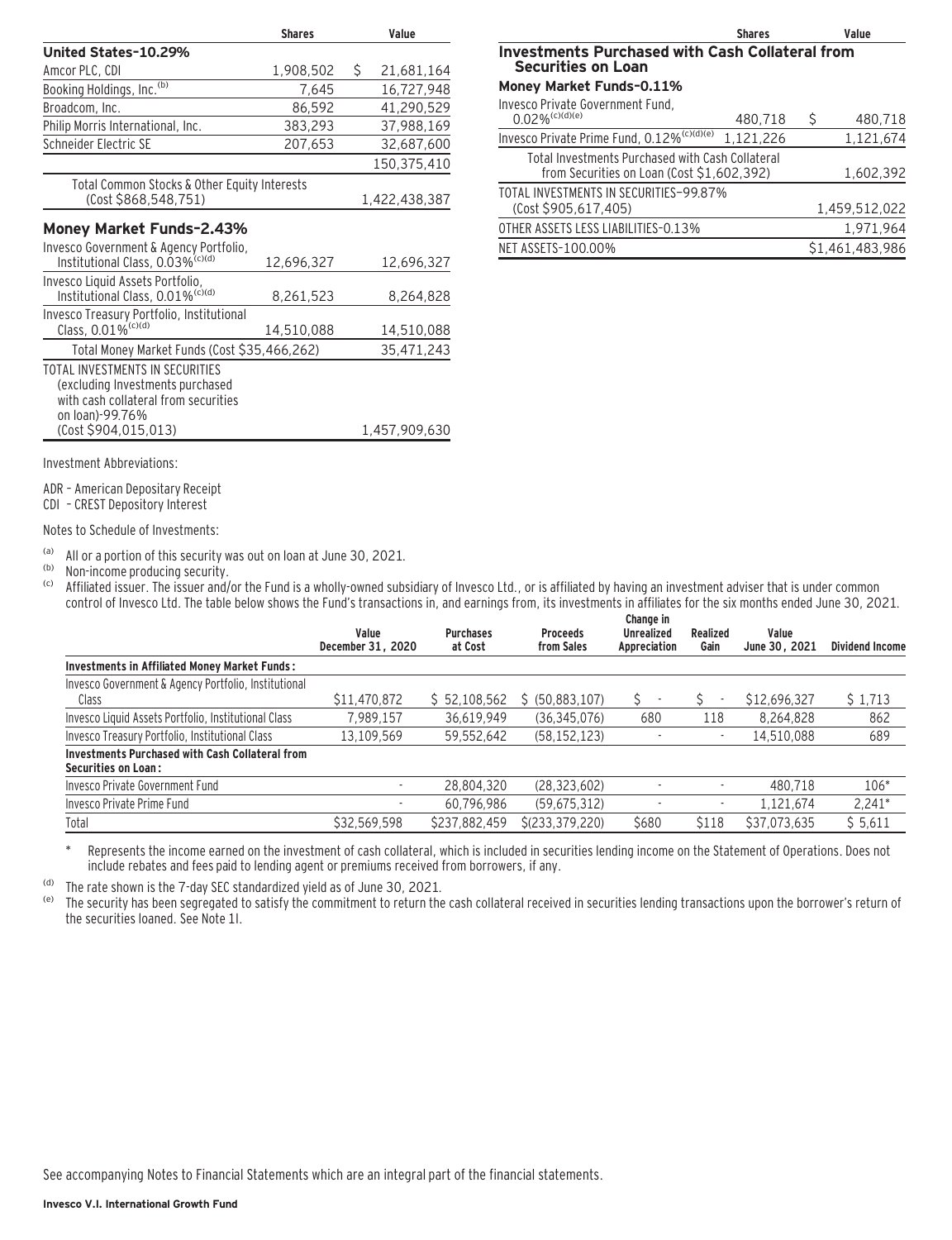| | Shares | Value |
|---|---|---|
| **United States–10.29%** | | |
| Amcor PLC, CDI | 1,908,502 | $ 21,681,164 |
| Booking Holdings, Inc.[(b)] | 7,645 | 16,727,948 |
| Broadcom, Inc. | 86,592 | 41,290,529 |
| Philip Morris International, Inc. | 383,293 | 37,988,169 |
| Schneider Electric SE | 207,653 | 32,687,600 |
| | | 150,375,410 |
| Total Common Stocks & Other Equity Interests (Cost $868,548,751) | | 1,422,438,387 |
| **Money Market Funds–2.43%** | | |
| Invesco Government & Agency Portfolio, Institutional Class, 0.03%[(c)(d)] | 12,696,327 | 12,696,327 |
| Invesco Liquid Assets Portfolio, Institutional Class, 0.01%[(c)(d)] | 8,261,523 | 8,264,828 |
| Invesco Treasury Portfolio, Institutional Class, 0.01%[(c)(d)] | 14,510,088 | 14,510,088 |
| Total Money Market Funds (Cost $35,466,262) | | 35,471,243 |
| TOTAL INVESTMENTS IN SECURITIES (excluding Investments purchased with cash collateral from securities on loan)-99.76% (Cost $904,015,013) | | 1,457,909,630 |
| **Investments Purchased with Cash Collateral from Securities on Loan** | | |
| **Money Market Funds–0.11%** | | |
| Invesco Private Government Fund, 0.02%[(c)(d)(e)] | 480,718 | $ 480,718 |
| Invesco Private Prime Fund, 0.12%[(c)(d)(e)] | 1,121,226 | 1,121,674 |
| Total Investments Purchased with Cash Collateral from Securities on Loan (Cost $1,602,392) | | 1,602,392 |
| TOTAL INVESTMENTS IN SECURITIES–99.87% (Cost $905,617,405) | | 1,459,512,022 |
| OTHER ASSETS LESS LIABILITIES-0.13% | | 1,971,964 |
| NET ASSETS–100.00% | | $1,461,483,986 |

Investment Abbreviations:

ADR – American Depositary Receipt
CDI – CREST Depository Interest

Notes to Schedule of Investments:

(a) All or a portion of this security was out on loan at June 30, 2021.
(b) Non-income producing security.
(c) Affiliated issuer. The issuer and/or the Fund is a wholly-owned subsidiary of Invesco Ltd., or is affiliated by having an investment adviser that is under common control of Invesco Ltd. The table below shows the Fund's transactions in, and earnings from, its investments in affiliates for the six months ended June 30, 2021.

| | Value December 31, 2020 | Purchases at Cost | Proceeds from Sales | Change in Unrealized Appreciation | Realized Gain | Value June 30, 2021 | Dividend Income |
|---|---|---|---|---|---|---|---|
| **Investments in Affiliated Money Market Funds:** | | | | | | | |
| Invesco Government & Agency Portfolio, Institutional Class | $11,470,872 | $ 52,108,562 | $ (50,883,107) | $ - | $ - | $12,696,327 | $ 1,713 |
| Invesco Liquid Assets Portfolio, Institutional Class | 7,989,157 | 36,619,949 | (36,345,076) | 680 | 118 | 8,264,828 | 862 |
| Invesco Treasury Portfolio, Institutional Class | 13,109,569 | 59,552,642 | (58,152,123) | - | - | 14,510,088 | 689 |
| **Investments Purchased with Cash Collateral from Securities on Loan:** | | | | | | | |
| Invesco Private Government Fund | - | 28,804,320 | (28,323,602) | - | - | 480,718 | 106* |
| Invesco Private Prime Fund | - | 60,796,986 | (59,675,312) | - | - | 1,121,674 | 2,241* |
| Total | $32,569,598 | $237,882,459 | $(233,379,220) | $680 | $118 | $37,073,635 | $ 5,611 |

\* Represents the income earned on the investment of cash collateral, which is included in securities lending income on the Statement of Operations. Does not include rebates and fees paid to lending agent or premiums received from borrowers, if any.

(d) The rate shown is the 7-day SEC standardized yield as of June 30, 2021.
(e) The security has been segregated to satisfy the commitment to return the cash collateral received in securities lending transactions upon the borrower's return of the securities loaned. See Note 1I.

See accompanying Notes to Financial Statements which are an integral part of the financial statements.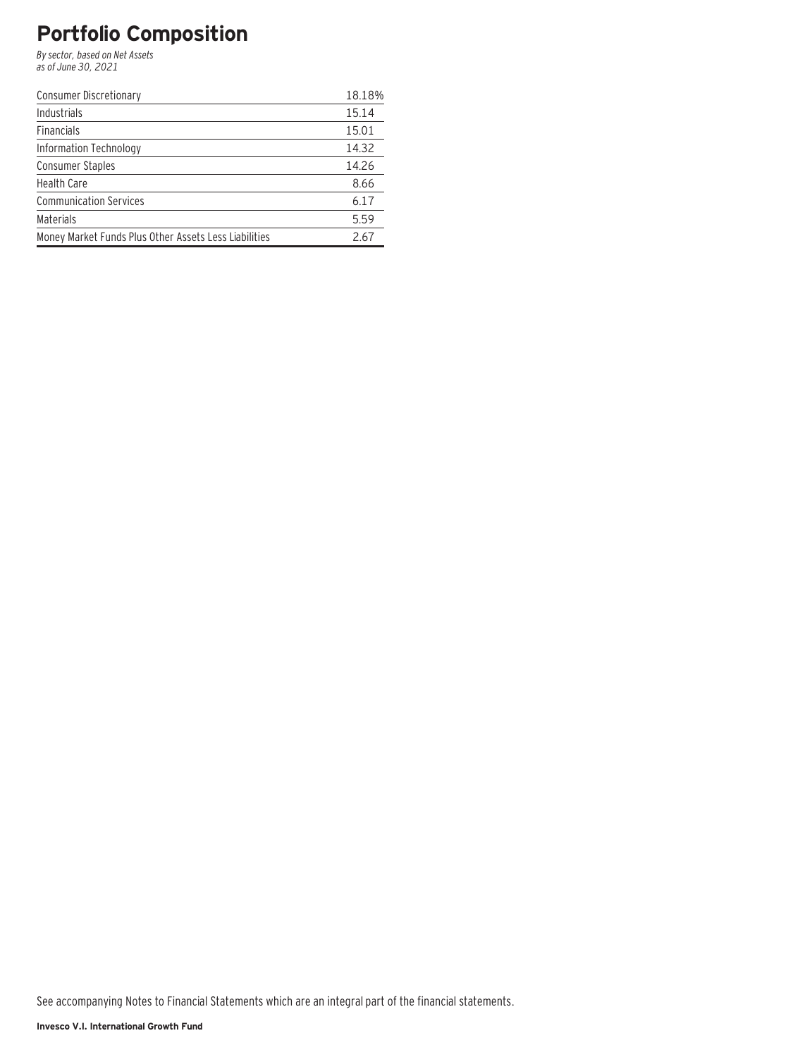# Portfolio Composition

*By sector, based on Net Assets*
*as of June 30, 2021*

| | |
|---|---|
| Consumer Discretionary | 18.18% |
| Industrials | 15.14 |
| Financials | 15.01 |
| Information Technology | 14.32 |
| Consumer Staples | 14.26 |
| Health Care | 8.66 |
| Communication Services | 6.17 |
| Materials | 5.59 |
| Money Market Funds Plus Other Assets Less Liabilities | 2.67 |

See accompanying Notes to Financial Statements which are an integral part of the financial statements.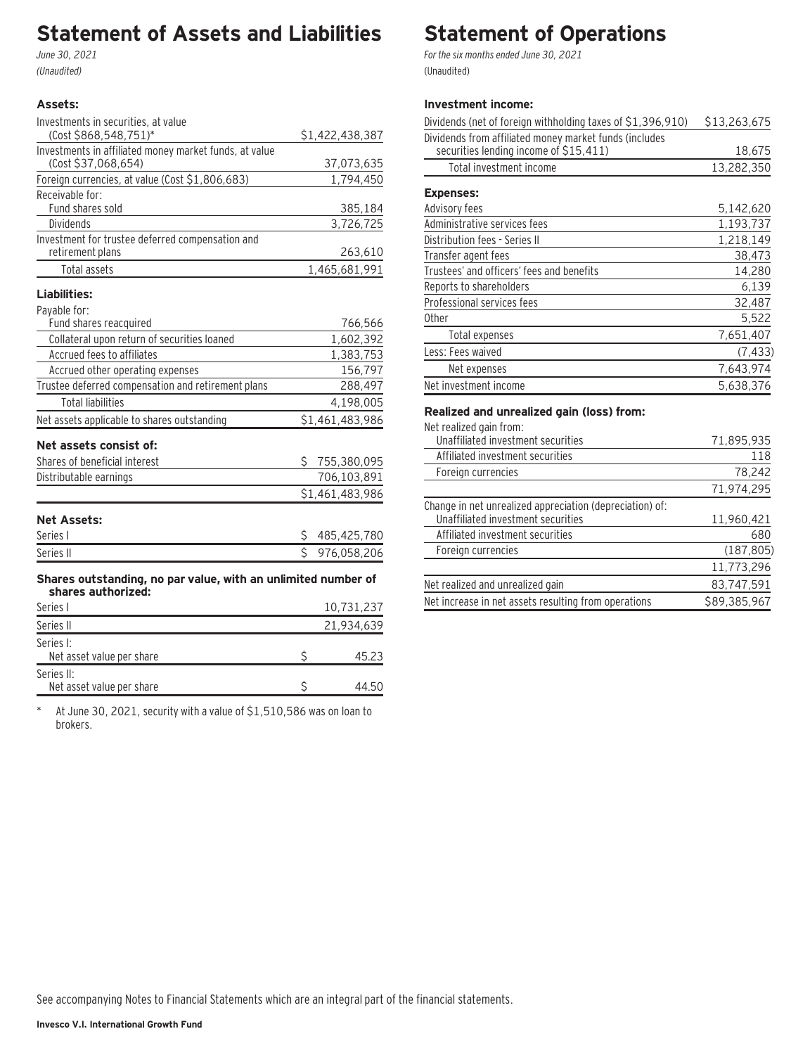# Statement of Assets and Liabilities

*June 30, 2021*
*(Unaudited)*

| | |
|---|---|
| **Assets:** | |
| Investments in securities, at value (Cost $868,548,751)* | $1,422,438,387 |
| Investments in affiliated money market funds, at value (Cost $37,068,654) | 37,073,635 |
| Foreign currencies, at value (Cost $1,806,683) | 1,794,450 |
| Receivable for: | |
| Fund shares sold | 385,184 |
| Dividends | 3,726,725 |
| Investment for trustee deferred compensation and retirement plans | 263,610 |
| Total assets | 1,465,681,991 |
| **Liabilities:** | |
| Payable for: | |
| Fund shares reacquired | 766,566 |
| Collateral upon return of securities loaned | 1,602,392 |
| Accrued fees to affiliates | 1,383,753 |
| Accrued other operating expenses | 156,797 |
| Trustee deferred compensation and retirement plans | 288,497 |
| Total liabilities | 4,198,005 |
| Net assets applicable to shares outstanding | $1,461,483,986 |
| **Net assets consist of:** | |
| Shares of beneficial interest | $ 755,380,095 |
| Distributable earnings | 706,103,891 |
| | $1,461,483,986 |
| **Net Assets:** | |
| Series I | $ 485,425,780 |
| Series II | $ 976,058,206 |
| **Shares outstanding, no par value, with an unlimited number of shares authorized:** | |
| Series I | 10,731,237 |
| Series II | 21,934,639 |
| Series I: Net asset value per share | $ 45.23 |
| Series II: Net asset value per share | $ 44.50 |

\* At June 30, 2021, security with a value of $1,510,586 was on loan to brokers.

# Statement of Operations

*For the six months ended June 30, 2021*
(Unaudited)

| | |
|---|---|
| **Investment income:** | |
| Dividends (net of foreign withholding taxes of $1,396,910) | $13,263,675 |
| Dividends from affiliated money market funds (includes securities lending income of $15,411) | 18,675 |
| Total investment income | 13,282,350 |
| **Expenses:** | |
| Advisory fees | 5,142,620 |
| Administrative services fees | 1,193,737 |
| Distribution fees - Series II | 1,218,149 |
| Transfer agent fees | 38,473 |
| Trustees' and officers' fees and benefits | 14,280 |
| Reports to shareholders | 6,139 |
| Professional services fees | 32,487 |
| Other | 5,522 |
| Total expenses | 7,651,407 |
| Less: Fees waived | (7,433) |
| Net expenses | 7,643,974 |
| Net investment income | 5,638,376 |
| **Realized and unrealized gain (loss) from:** | |
| Net realized gain from: | |
| Unaffiliated investment securities | 71,895,935 |
| Affiliated investment securities | 118 |
| Foreign currencies | 78,242 |
| | 71,974,295 |
| Change in net unrealized appreciation (depreciation) of: | |
| Unaffiliated investment securities | 11,960,421 |
| Affiliated investment securities | 680 |
| Foreign currencies | (187,805) |
| | 11,773,296 |
| Net realized and unrealized gain | 83,747,591 |
| Net increase in net assets resulting from operations | $89,385,967 |

See accompanying Notes to Financial Statements which are an integral part of the financial statements.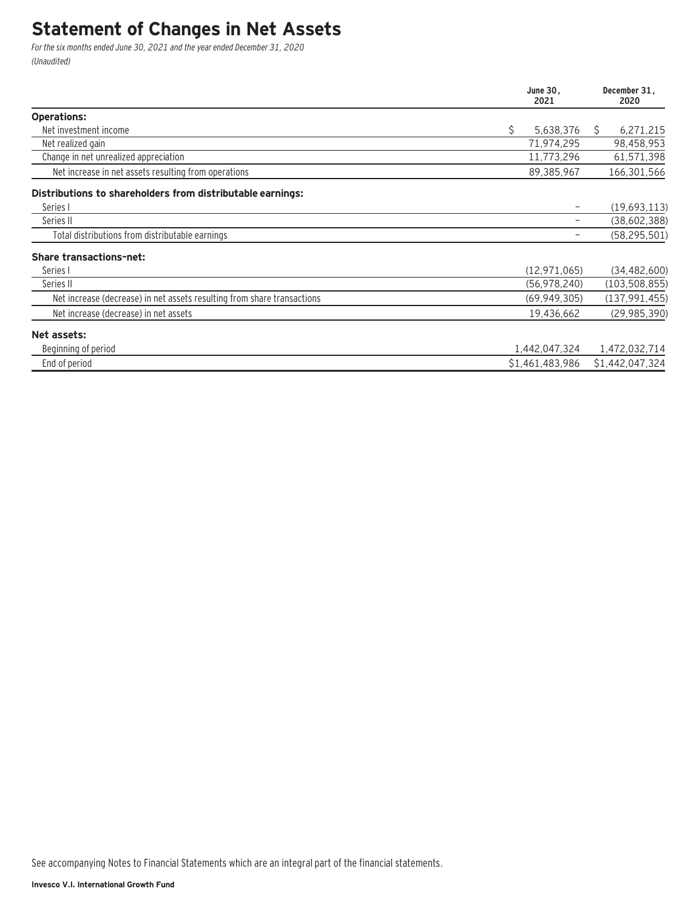# Statement of Changes in Net Assets

*For the six months ended June 30, 2021 and the year ended December 31, 2020*
*(Unaudited)*

| | June 30, 2021 | December 31, 2020 |
|---|---|---|
| **Operations:** | | |
| Net investment income | $ 5,638,376 | $ 6,271,215 |
| Net realized gain | 71,974,295 | 98,458,953 |
| Change in net unrealized appreciation | 11,773,296 | 61,571,398 |
| Net increase in net assets resulting from operations | 89,385,967 | 166,301,566 |
| **Distributions to shareholders from distributable earnings:** | | |
| Series I | – | (19,693,113) |
| Series II | – | (38,602,388) |
| Total distributions from distributable earnings | – | (58,295,501) |
| **Share transactions-net:** | | |
| Series I | (12,971,065) | (34,482,600) |
| Series II | (56,978,240) | (103,508,855) |
| Net increase (decrease) in net assets resulting from share transactions | (69,949,305) | (137,991,455) |
| Net increase (decrease) in net assets | 19,436,662 | (29,985,390) |
| **Net assets:** | | |
| Beginning of period | 1,442,047,324 | 1,472,032,714 |
| End of period | $1,461,483,986 | $1,442,047,324 |

See accompanying Notes to Financial Statements which are an integral part of the financial statements.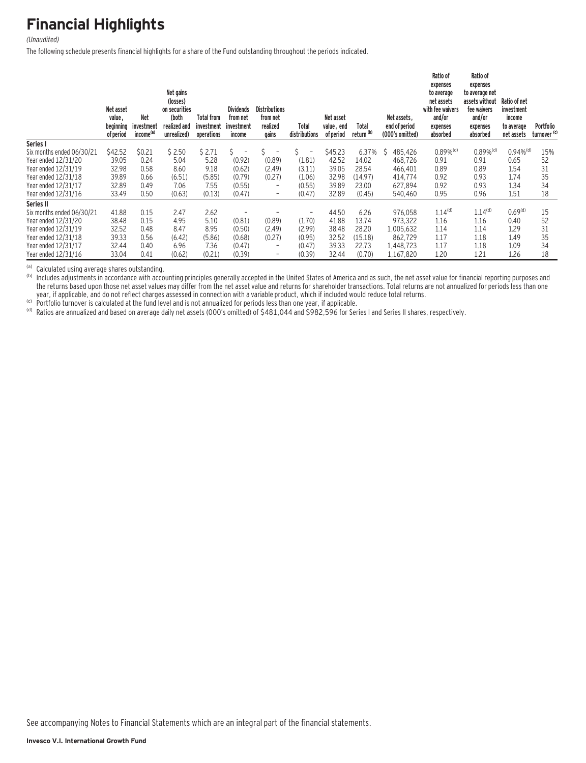# Financial Highlights

*(Unaudited)*

The following schedule presents financial highlights for a share of the Fund outstanding throughout the periods indicated.

| | Net asset value, beginning of period | Net investment income[(a)] | Net gains (losses) on securities (both realized and unrealized) | Total from investment operations | Dividends from net investment income | Distributions from net realized gains | Total distributions | Net asset value, end of period | Total return [(b)] | Net assets, end of period (000's omitted) | Ratio of expenses to average net assets with fee waivers and/or expenses absorbed | Ratio of expenses to average net assets without fee waivers and/or expenses absorbed | Ratio of net investment income to average net assets | Portfolio turnover [(c)] |
|---|---|---|---|---|---|---|---|---|---|---|---|---|---|---|
| **Series I** | | | | | | | | | | | | | | |
| Six months ended 06/30/21 | $42.52 | $0.21 | $ 2.50 | $ 2.71 | $ – | $ – | $ – | $45.23 | 6.37% | $ 485,426 | 0.89%[(d)] | 0.89%[(d)] | 0.94%[(d)] | 15% |
| Year ended 12/31/20 | 39.05 | 0.24 | 5.04 | 5.28 | (0.92) | (0.89) | (1.81) | 42.52 | 14.02 | 468,726 | 0.91 | 0.91 | 0.65 | 52 |
| Year ended 12/31/19 | 32.98 | 0.58 | 8.60 | 9.18 | (0.62) | (2.49) | (3.11) | 39.05 | 28.54 | 466,401 | 0.89 | 0.89 | 1.54 | 31 |
| Year ended 12/31/18 | 39.89 | 0.66 | (6.51) | (5.85) | (0.79) | (0.27) | (1.06) | 32.98 | (14.97) | 414,774 | 0.92 | 0.93 | 1.74 | 35 |
| Year ended 12/31/17 | 32.89 | 0.49 | 7.06 | 7.55 | (0.55) | – | (0.55) | 39.89 | 23.00 | 627,894 | 0.92 | 0.93 | 1.34 | 34 |
| Year ended 12/31/16 | 33.49 | 0.50 | (0.63) | (0.13) | (0.47) | – | (0.47) | 32.89 | (0.45) | 540,460 | 0.95 | 0.96 | 1.51 | 18 |
| **Series II** | | | | | | | | | | | | | | |
| Six months ended 06/30/21 | 41.88 | 0.15 | 2.47 | 2.62 | – | – | – | 44.50 | 6.26 | 976,058 | 1.14[(d)] | 1.14[(d)] | 0.69[(d)] | 15 |
| Year ended 12/31/20 | 38.48 | 0.15 | 4.95 | 5.10 | (0.81) | (0.89) | (1.70) | 41.88 | 13.74 | 973,322 | 1.16 | 1.16 | 0.40 | 52 |
| Year ended 12/31/19 | 32.52 | 0.48 | 8.47 | 8.95 | (0.50) | (2.49) | (2.99) | 38.48 | 28.20 | 1,005,632 | 1.14 | 1.14 | 1.29 | 31 |
| Year ended 12/31/18 | 39.33 | 0.56 | (6.42) | (5.86) | (0.68) | (0.27) | (0.95) | 32.52 | (15.18) | 862,729 | 1.17 | 1.18 | 1.49 | 35 |
| Year ended 12/31/17 | 32.44 | 0.40 | 6.96 | 7.36 | (0.47) | – | (0.47) | 39.33 | 22.73 | 1,448,723 | 1.17 | 1.18 | 1.09 | 34 |
| Year ended 12/31/16 | 33.04 | 0.41 | (0.62) | (0.21) | (0.39) | – | (0.39) | 32.44 | (0.70) | 1,167,820 | 1.20 | 1.21 | 1.26 | 18 |

(a) Calculated using average shares outstanding.

(b) Includes adjustments in accordance with accounting principles generally accepted in the United States of America and as such, the net asset value for financial reporting purposes and the returns based upon those net asset values may differ from the net asset value and returns for shareholder transactions. Total returns are not annualized for periods less than one year, if applicable, and do not reflect charges assessed in connection with a variable product, which if included would reduce total returns.

(c) Portfolio turnover is calculated at the fund level and is not annualized for periods less than one year, if applicable.

(d) Ratios are annualized and based on average daily net assets (000's omitted) of $481,044 and $982,596 for Series I and Series II shares, respectively.

See accompanying Notes to Financial Statements which are an integral part of the financial statements.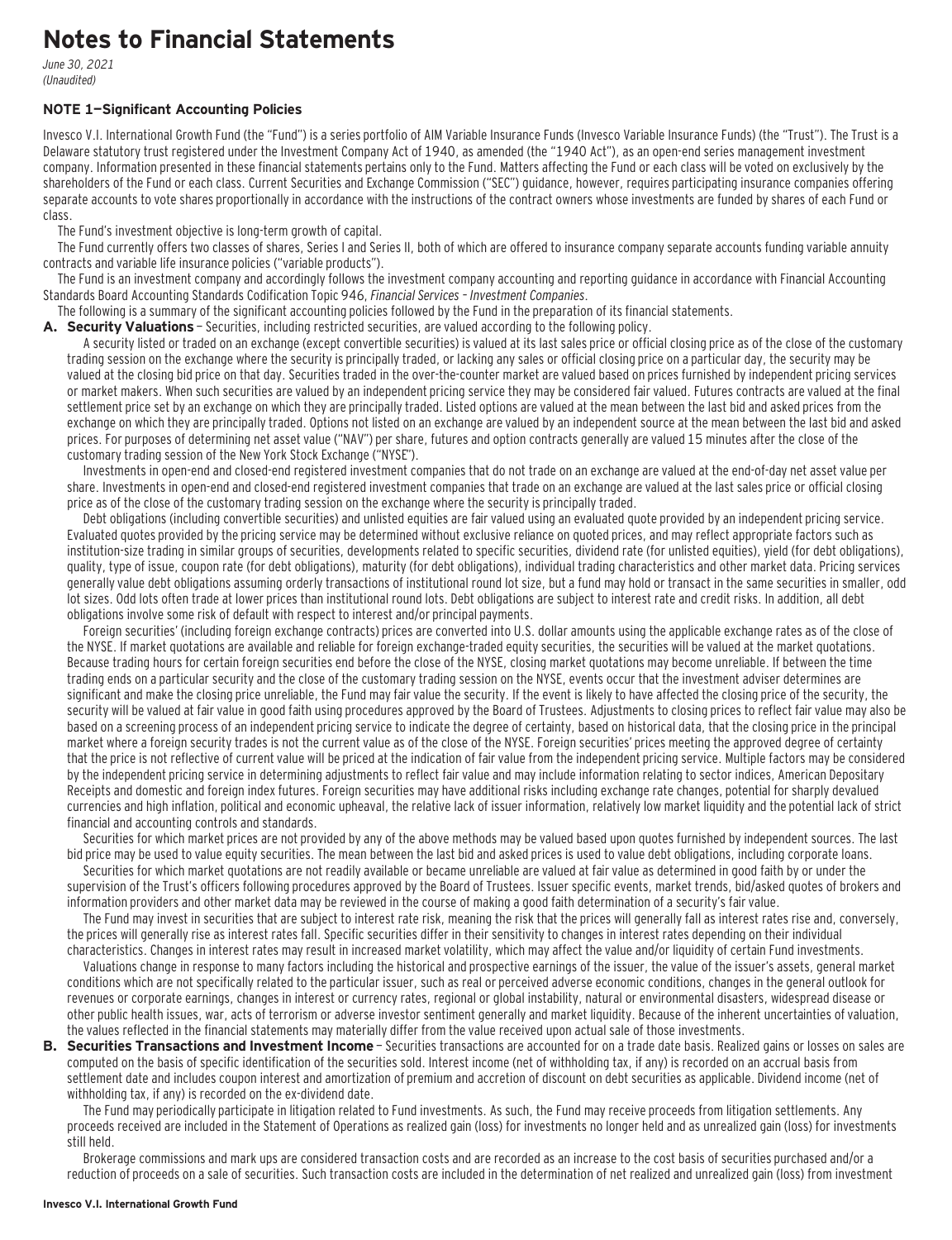# Notes to Financial Statements

*June 30, 2021*
*(Unaudited)*

### NOTE 1—Significant Accounting Policies

Invesco V.I. International Growth Fund (the "Fund") is a series portfolio of AIM Variable Insurance Funds (Invesco Variable Insurance Funds) (the "Trust"). The Trust is a Delaware statutory trust registered under the Investment Company Act of 1940, as amended (the "1940 Act"), as an open-end series management investment company. Information presented in these financial statements pertains only to the Fund. Matters affecting the Fund or each class will be voted on exclusively by the shareholders of the Fund or each class. Current Securities and Exchange Commission ("SEC") guidance, however, requires participating insurance companies offering separate accounts to vote shares proportionally in accordance with the instructions of the contract owners whose investments are funded by shares of each Fund or class.

The Fund's investment objective is long-term growth of capital.

The Fund currently offers two classes of shares, Series I and Series II, both of which are offered to insurance company separate accounts funding variable annuity contracts and variable life insurance policies ("variable products").

The Fund is an investment company and accordingly follows the investment company accounting and reporting guidance in accordance with Financial Accounting Standards Board Accounting Standards Codification Topic 946, *Financial Services – Investment Companies*.

The following is a summary of the significant accounting policies followed by the Fund in the preparation of its financial statements.

**A. Security Valuations** – Securities, including restricted securities, are valued according to the following policy.

A security listed or traded on an exchange (except convertible securities) is valued at its last sales price or official closing price as of the close of the customary trading session on the exchange where the security is principally traded, or lacking any sales or official closing price on a particular day, the security may be valued at the closing bid price on that day. Securities traded in the over-the-counter market are valued based on prices furnished by independent pricing services or market makers. When such securities are valued by an independent pricing service they may be considered fair valued. Futures contracts are valued at the final settlement price set by an exchange on which they are principally traded. Listed options are valued at the mean between the last bid and asked prices from the exchange on which they are principally traded. Options not listed on an exchange are valued by an independent source at the mean between the last bid and asked prices. For purposes of determining net asset value ("NAV") per share, futures and option contracts generally are valued 15 minutes after the close of the customary trading session of the New York Stock Exchange ("NYSE").

Investments in open-end and closed-end registered investment companies that do not trade on an exchange are valued at the end-of-day net asset value per share. Investments in open-end and closed-end registered investment companies that trade on an exchange are valued at the last sales price or official closing price as of the close of the customary trading session on the exchange where the security is principally traded.

Debt obligations (including convertible securities) and unlisted equities are fair valued using an evaluated quote provided by an independent pricing service. Evaluated quotes provided by the pricing service may be determined without exclusive reliance on quoted prices, and may reflect appropriate factors such as institution-size trading in similar groups of securities, developments related to specific securities, dividend rate (for unlisted equities), yield (for debt obligations), quality, type of issue, coupon rate (for debt obligations), maturity (for debt obligations), individual trading characteristics and other market data. Pricing services generally value debt obligations assuming orderly transactions of institutional round lot size, but a fund may hold or transact in the same securities in smaller, odd lot sizes. Odd lots often trade at lower prices than institutional round lots. Debt obligations are subject to interest rate and credit risks. In addition, all debt obligations involve some risk of default with respect to interest and/or principal payments.

Foreign securities' (including foreign exchange contracts) prices are converted into U.S. dollar amounts using the applicable exchange rates as of the close of the NYSE. If market quotations are available and reliable for foreign exchange-traded equity securities, the securities will be valued at the market quotations. Because trading hours for certain foreign securities end before the close of the NYSE, closing market quotations may become unreliable. If between the time trading ends on a particular security and the close of the customary trading session on the NYSE, events occur that the investment adviser determines are significant and make the closing price unreliable, the Fund may fair value the security. If the event is likely to have affected the closing price of the security, the security will be valued at fair value in good faith using procedures approved by the Board of Trustees. Adjustments to closing prices to reflect fair value may also be based on a screening process of an independent pricing service to indicate the degree of certainty, based on historical data, that the closing price in the principal market where a foreign security trades is not the current value as of the close of the NYSE. Foreign securities' prices meeting the approved degree of certainty that the price is not reflective of current value will be priced at the indication of fair value from the independent pricing service. Multiple factors may be considered by the independent pricing service in determining adjustments to reflect fair value and may include information relating to sector indices, American Depositary Receipts and domestic and foreign index futures. Foreign securities may have additional risks including exchange rate changes, potential for sharply devalued currencies and high inflation, political and economic upheaval, the relative lack of issuer information, relatively low market liquidity and the potential lack of strict financial and accounting controls and standards.

Securities for which market prices are not provided by any of the above methods may be valued based upon quotes furnished by independent sources. The last bid price may be used to value equity securities. The mean between the last bid and asked prices is used to value debt obligations, including corporate loans.

Securities for which market quotations are not readily available or became unreliable are valued at fair value as determined in good faith by or under the supervision of the Trust's officers following procedures approved by the Board of Trustees. Issuer specific events, market trends, bid/asked quotes of brokers and information providers and other market data may be reviewed in the course of making a good faith determination of a security's fair value.

The Fund may invest in securities that are subject to interest rate risk, meaning the risk that the prices will generally fall as interest rates rise and, conversely, the prices will generally rise as interest rates fall. Specific securities differ in their sensitivity to changes in interest rates depending on their individual characteristics. Changes in interest rates may result in increased market volatility, which may affect the value and/or liquidity of certain Fund investments.

Valuations change in response to many factors including the historical and prospective earnings of the issuer, the value of the issuer's assets, general market conditions which are not specifically related to the particular issuer, such as real or perceived adverse economic conditions, changes in the general outlook for revenues or corporate earnings, changes in interest or currency rates, regional or global instability, natural or environmental disasters, widespread disease or other public health issues, war, acts of terrorism or adverse investor sentiment generally and market liquidity. Because of the inherent uncertainties of valuation, the values reflected in the financial statements may materially differ from the value received upon actual sale of those investments.

**B. Securities Transactions and Investment Income** – Securities transactions are accounted for on a trade date basis. Realized gains or losses on sales are computed on the basis of specific identification of the securities sold. Interest income (net of withholding tax, if any) is recorded on an accrual basis from settlement date and includes coupon interest and amortization of premium and accretion of discount on debt securities as applicable. Dividend income (net of withholding tax, if any) is recorded on the ex-dividend date.

The Fund may periodically participate in litigation related to Fund investments. As such, the Fund may receive proceeds from litigation settlements. Any proceeds received are included in the Statement of Operations as realized gain (loss) for investments no longer held and as unrealized gain (loss) for investments still held.

Brokerage commissions and mark ups are considered transaction costs and are recorded as an increase to the cost basis of securities purchased and/or a reduction of proceeds on a sale of securities. Such transaction costs are included in the determination of net realized and unrealized gain (loss) from investment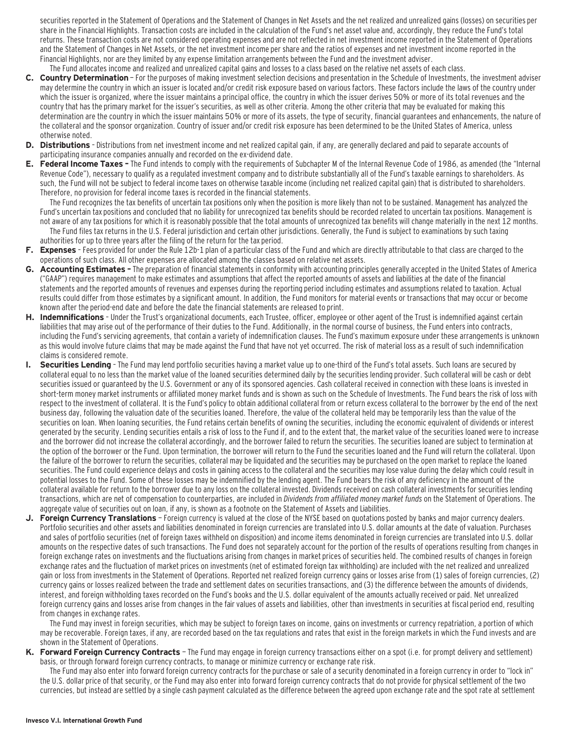securities reported in the Statement of Operations and the Statement of Changes in Net Assets and the net realized and unrealized gains (losses) on securities per share in the Financial Highlights. Transaction costs are included in the calculation of the Fund's net asset value and, accordingly, they reduce the Fund's total returns. These transaction costs are not considered operating expenses and are not reflected in net investment income reported in the Statement of Operations and the Statement of Changes in Net Assets, or the net investment income per share and the ratios of expenses and net investment income reported in the Financial Highlights, nor are they limited by any expense limitation arrangements between the Fund and the investment adviser.

The Fund allocates income and realized and unrealized capital gains and losses to a class based on the relative net assets of each class.

**C. Country Determination** – For the purposes of making investment selection decisions and presentation in the Schedule of Investments, the investment adviser may determine the country in which an issuer is located and/or credit risk exposure based on various factors. These factors include the laws of the country under which the issuer is organized, where the issuer maintains a principal office, the country in which the issuer derives 50% or more of its total revenues and the country that has the primary market for the issuer's securities, as well as other criteria. Among the other criteria that may be evaluated for making this determination are the country in which the issuer maintains 50% or more of its assets, the type of security, financial guarantees and enhancements, the nature of the collateral and the sponsor organization. Country of issuer and/or credit risk exposure has been determined to be the United States of America, unless otherwise noted.

**D. Distributions** – Distributions from net investment income and net realized capital gain, if any, are generally declared and paid to separate accounts of participating insurance companies annually and recorded on the ex-dividend date.

**E. Federal Income Taxes –** The Fund intends to comply with the requirements of Subchapter M of the Internal Revenue Code of 1986, as amended (the "Internal Revenue Code"), necessary to qualify as a regulated investment company and to distribute substantially all of the Fund's taxable earnings to shareholders. As such, the Fund will not be subject to federal income taxes on otherwise taxable income (including net realized capital gain) that is distributed to shareholders. Therefore, no provision for federal income taxes is recorded in the financial statements.

The Fund recognizes the tax benefits of uncertain tax positions only when the position is more likely than not to be sustained. Management has analyzed the Fund's uncertain tax positions and concluded that no liability for unrecognized tax benefits should be recorded related to uncertain tax positions. Management is not aware of any tax positions for which it is reasonably possible that the total amounts of unrecognized tax benefits will change materially in the next 12 months.

The Fund files tax returns in the U.S. Federal jurisdiction and certain other jurisdictions. Generally, the Fund is subject to examinations by such taxing authorities for up to three years after the filing of the return for the tax period.

**F. Expenses** – Fees provided for under the Rule 12b-1 plan of a particular class of the Fund and which are directly attributable to that class are charged to the operations of such class. All other expenses are allocated among the classes based on relative net assets.

**G. Accounting Estimates –** The preparation of financial statements in conformity with accounting principles generally accepted in the United States of America ("GAAP") requires management to make estimates and assumptions that affect the reported amounts of assets and liabilities at the date of the financial statements and the reported amounts of revenues and expenses during the reporting period including estimates and assumptions related to taxation. Actual results could differ from those estimates by a significant amount. In addition, the Fund monitors for material events or transactions that may occur or become known after the period-end date and before the date the financial statements are released to print.

**H. Indemnifications** – Under the Trust's organizational documents, each Trustee, officer, employee or other agent of the Trust is indemnified against certain liabilities that may arise out of the performance of their duties to the Fund. Additionally, in the normal course of business, the Fund enters into contracts, including the Fund's servicing agreements, that contain a variety of indemnification clauses. The Fund's maximum exposure under these arrangements is unknown as this would involve future claims that may be made against the Fund that have not yet occurred. The risk of material loss as a result of such indemnification claims is considered remote.

**I. Securities Lending** – The Fund may lend portfolio securities having a market value up to one-third of the Fund's total assets. Such loans are secured by collateral equal to no less than the market value of the loaned securities determined daily by the securities lending provider. Such collateral will be cash or debt securities issued or guaranteed by the U.S. Government or any of its sponsored agencies. Cash collateral received in connection with these loans is invested in short-term money market instruments or affiliated money market funds and is shown as such on the Schedule of Investments. The Fund bears the risk of loss with respect to the investment of collateral. It is the Fund's policy to obtain additional collateral from or return excess collateral to the borrower by the end of the next business day, following the valuation date of the securities loaned. Therefore, the value of the collateral held may be temporarily less than the value of the securities on loan. When loaning securities, the Fund retains certain benefits of owning the securities, including the economic equivalent of dividends or interest generated by the security. Lending securities entails a risk of loss to the Fund if, and to the extent that, the market value of the securities loaned were to increase and the borrower did not increase the collateral accordingly, and the borrower failed to return the securities. The securities loaned are subject to termination at the option of the borrower or the Fund. Upon termination, the borrower will return to the Fund the securities loaned and the Fund will return the collateral. Upon the failure of the borrower to return the securities, collateral may be liquidated and the securities may be purchased on the open market to replace the loaned securities. The Fund could experience delays and costs in gaining access to the collateral and the securities may lose value during the delay which could result in potential losses to the Fund. Some of these losses may be indemnified by the lending agent. The Fund bears the risk of any deficiency in the amount of the collateral available for return to the borrower due to any loss on the collateral invested. Dividends received on cash collateral investments for securities lending transactions, which are net of compensation to counterparties, are included in *Dividends from affiliated money market funds* on the Statement of Operations. The aggregate value of securities out on loan, if any, is shown as a footnote on the Statement of Assets and Liabilities.

**J. Foreign Currency Translations** – Foreign currency is valued at the close of the NYSE based on quotations posted by banks and major currency dealers. Portfolio securities and other assets and liabilities denominated in foreign currencies are translated into U.S. dollar amounts at the date of valuation. Purchases and sales of portfolio securities (net of foreign taxes withheld on disposition) and income items denominated in foreign currencies are translated into U.S. dollar amounts on the respective dates of such transactions. The Fund does not separately account for the portion of the results of operations resulting from changes in foreign exchange rates on investments and the fluctuations arising from changes in market prices of securities held. The combined results of changes in foreign exchange rates and the fluctuation of market prices on investments (net of estimated foreign tax withholding) are included with the net realized and unrealized gain or loss from investments in the Statement of Operations. Reported net realized foreign currency gains or losses arise from (1) sales of foreign currencies, (2) currency gains or losses realized between the trade and settlement dates on securities transactions, and (3) the difference between the amounts of dividends, interest, and foreign withholding taxes recorded on the Fund's books and the U.S. dollar equivalent of the amounts actually received or paid. Net unrealized foreign currency gains and losses arise from changes in the fair values of assets and liabilities, other than investments in securities at fiscal period end, resulting from changes in exchange rates.

The Fund may invest in foreign securities, which may be subject to foreign taxes on income, gains on investments or currency repatriation, a portion of which may be recoverable. Foreign taxes, if any, are recorded based on the tax regulations and rates that exist in the foreign markets in which the Fund invests and are shown in the Statement of Operations.

**K. Forward Foreign Currency Contracts** – The Fund may engage in foreign currency transactions either on a spot (i.e. for prompt delivery and settlement) basis, or through forward foreign currency contracts, to manage or minimize currency or exchange rate risk.

The Fund may also enter into forward foreign currency contracts for the purchase or sale of a security denominated in a foreign currency in order to "lock in" the U.S. dollar price of that security, or the Fund may also enter into forward foreign currency contracts that do not provide for physical settlement of the two currencies, but instead are settled by a single cash payment calculated as the difference between the agreed upon exchange rate and the spot rate at settlement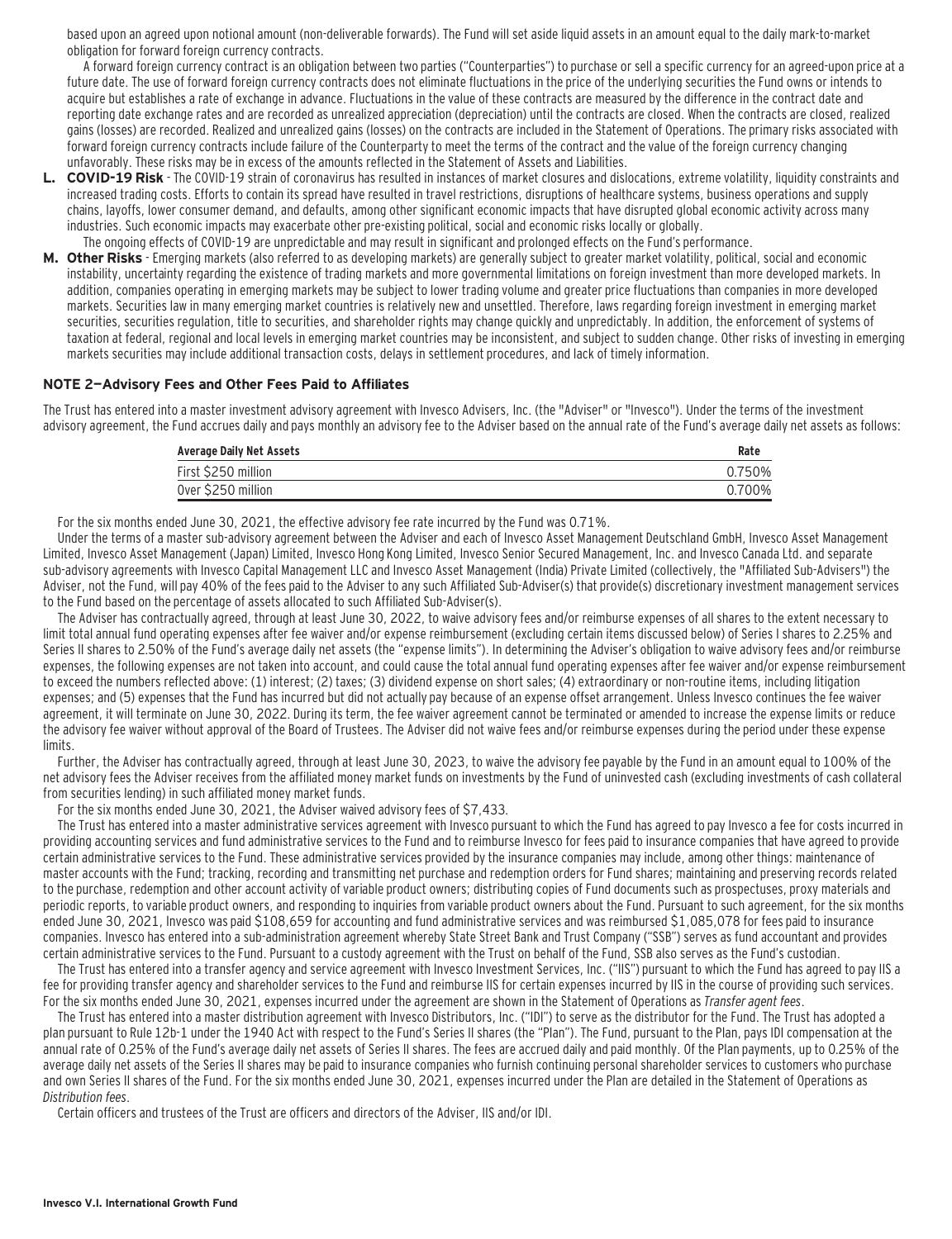based upon an agreed upon notional amount (non-deliverable forwards). The Fund will set aside liquid assets in an amount equal to the daily mark-to-market obligation for forward foreign currency contracts.

A forward foreign currency contract is an obligation between two parties ("Counterparties") to purchase or sell a specific currency for an agreed-upon price at a future date. The use of forward foreign currency contracts does not eliminate fluctuations in the price of the underlying securities the Fund owns or intends to acquire but establishes a rate of exchange in advance. Fluctuations in the value of these contracts are measured by the difference in the contract date and reporting date exchange rates and are recorded as unrealized appreciation (depreciation) until the contracts are closed. When the contracts are closed, realized gains (losses) are recorded. Realized and unrealized gains (losses) on the contracts are included in the Statement of Operations. The primary risks associated with forward foreign currency contracts include failure of the Counterparty to meet the terms of the contract and the value of the foreign currency changing unfavorably. These risks may be in excess of the amounts reflected in the Statement of Assets and Liabilities.

**L. COVID-19 Risk** - The COVID-19 strain of coronavirus has resulted in instances of market closures and dislocations, extreme volatility, liquidity constraints and increased trading costs. Efforts to contain its spread have resulted in travel restrictions, disruptions of healthcare systems, business operations and supply chains, layoffs, lower consumer demand, and defaults, among other significant economic impacts that have disrupted global economic activity across many industries. Such economic impacts may exacerbate other pre-existing political, social and economic risks locally or globally.

The ongoing effects of COVID-19 are unpredictable and may result in significant and prolonged effects on the Fund's performance.

**M. Other Risks** - Emerging markets (also referred to as developing markets) are generally subject to greater market volatility, political, social and economic instability, uncertainty regarding the existence of trading markets and more governmental limitations on foreign investment than more developed markets. In addition, companies operating in emerging markets may be subject to lower trading volume and greater price fluctuations than companies in more developed markets. Securities law in many emerging market countries is relatively new and unsettled. Therefore, laws regarding foreign investment in emerging market securities, securities regulation, title to securities, and shareholder rights may change quickly and unpredictably. In addition, the enforcement of systems of taxation at federal, regional and local levels in emerging market countries may be inconsistent, and subject to sudden change. Other risks of investing in emerging markets securities may include additional transaction costs, delays in settlement procedures, and lack of timely information.

### NOTE 2—Advisory Fees and Other Fees Paid to Affiliates

The Trust has entered into a master investment advisory agreement with Invesco Advisers, Inc. (the "Adviser" or "Invesco"). Under the terms of the investment advisory agreement, the Fund accrues daily and pays monthly an advisory fee to the Adviser based on the annual rate of the Fund's average daily net assets as follows:

| Average Daily Net Assets | Rate |
|---|---|
| First $250 million | 0.750% |
| Over $250 million | 0.700% |

For the six months ended June 30, 2021, the effective advisory fee rate incurred by the Fund was 0.71%.

Under the terms of a master sub-advisory agreement between the Adviser and each of Invesco Asset Management Deutschland GmbH, Invesco Asset Management Limited, Invesco Asset Management (Japan) Limited, Invesco Hong Kong Limited, Invesco Senior Secured Management, Inc. and Invesco Canada Ltd. and separate sub-advisory agreements with Invesco Capital Management LLC and Invesco Asset Management (India) Private Limited (collectively, the "Affiliated Sub-Advisers") the Adviser, not the Fund, will pay 40% of the fees paid to the Adviser to any such Affiliated Sub-Adviser(s) that provide(s) discretionary investment management services to the Fund based on the percentage of assets allocated to such Affiliated Sub-Adviser(s).

The Adviser has contractually agreed, through at least June 30, 2022, to waive advisory fees and/or reimburse expenses of all shares to the extent necessary to limit total annual fund operating expenses after fee waiver and/or expense reimbursement (excluding certain items discussed below) of Series I shares to 2.25% and Series II shares to 2.50% of the Fund's average daily net assets (the "expense limits"). In determining the Adviser's obligation to waive advisory fees and/or reimburse expenses, the following expenses are not taken into account, and could cause the total annual fund operating expenses after fee waiver and/or expense reimbursement to exceed the numbers reflected above: (1) interest; (2) taxes; (3) dividend expense on short sales; (4) extraordinary or non-routine items, including litigation expenses; and (5) expenses that the Fund has incurred but did not actually pay because of an expense offset arrangement. Unless Invesco continues the fee waiver agreement, it will terminate on June 30, 2022. During its term, the fee waiver agreement cannot be terminated or amended to increase the expense limits or reduce the advisory fee waiver without approval of the Board of Trustees. The Adviser did not waive fees and/or reimburse expenses during the period under these expense limits.

Further, the Adviser has contractually agreed, through at least June 30, 2023, to waive the advisory fee payable by the Fund in an amount equal to 100% of the net advisory fees the Adviser receives from the affiliated money market funds on investments by the Fund of uninvested cash (excluding investments of cash collateral from securities lending) in such affiliated money market funds.

For the six months ended June 30, 2021, the Adviser waived advisory fees of $7,433.

The Trust has entered into a master administrative services agreement with Invesco pursuant to which the Fund has agreed to pay Invesco a fee for costs incurred in providing accounting services and fund administrative services to the Fund and to reimburse Invesco for fees paid to insurance companies that have agreed to provide certain administrative services to the Fund. These administrative services provided by the insurance companies may include, among other things: maintenance of master accounts with the Fund; tracking, recording and transmitting net purchase and redemption orders for Fund shares; maintaining and preserving records related to the purchase, redemption and other account activity of variable product owners; distributing copies of Fund documents such as prospectuses, proxy materials and periodic reports, to variable product owners, and responding to inquiries from variable product owners about the Fund. Pursuant to such agreement, for the six months ended June 30, 2021, Invesco was paid $108,659 for accounting and fund administrative services and was reimbursed $1,085,078 for fees paid to insurance companies. Invesco has entered into a sub-administration agreement whereby State Street Bank and Trust Company ("SSB") serves as fund accountant and provides certain administrative services to the Fund. Pursuant to a custody agreement with the Trust on behalf of the Fund, SSB also serves as the Fund's custodian.

The Trust has entered into a transfer agency and service agreement with Invesco Investment Services, Inc. ("IIS") pursuant to which the Fund has agreed to pay IIS a fee for providing transfer agency and shareholder services to the Fund and reimburse IIS for certain expenses incurred by IIS in the course of providing such services. For the six months ended June 30, 2021, expenses incurred under the agreement are shown in the Statement of Operations as *Transfer agent fees*.

The Trust has entered into a master distribution agreement with Invesco Distributors, Inc. ("IDI") to serve as the distributor for the Fund. The Trust has adopted a plan pursuant to Rule 12b-1 under the 1940 Act with respect to the Fund's Series II shares (the "Plan"). The Fund, pursuant to the Plan, pays IDI compensation at the annual rate of 0.25% of the Fund's average daily net assets of Series II shares. The fees are accrued daily and paid monthly. Of the Plan payments, up to 0.25% of the average daily net assets of the Series II shares may be paid to insurance companies who furnish continuing personal shareholder services to customers who purchase and own Series II shares of the Fund. For the six months ended June 30, 2021, expenses incurred under the Plan are detailed in the Statement of Operations as *Distribution fees*.

Certain officers and trustees of the Trust are officers and directors of the Adviser, IIS and/or IDI.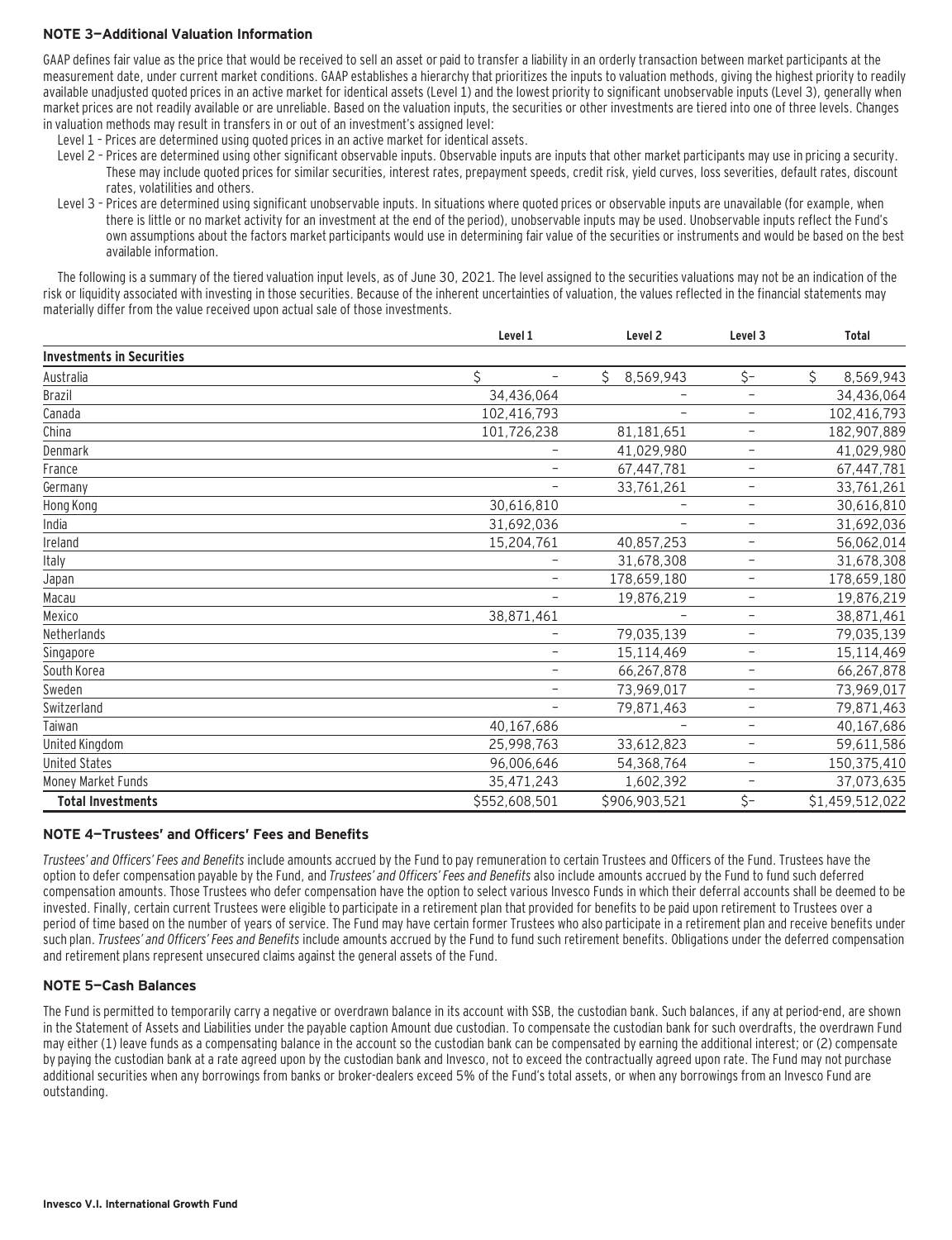## NOTE 3—Additional Valuation Information

GAAP defines fair value as the price that would be received to sell an asset or paid to transfer a liability in an orderly transaction between market participants at the measurement date, under current market conditions. GAAP establishes a hierarchy that prioritizes the inputs to valuation methods, giving the highest priority to readily available unadjusted quoted prices in an active market for identical assets (Level 1) and the lowest priority to significant unobservable inputs (Level 3), generally when market prices are not readily available or are unreliable. Based on the valuation inputs, the securities or other investments are tiered into one of three levels. Changes in valuation methods may result in transfers in or out of an investment's assigned level:

- Level 1 – Prices are determined using quoted prices in an active market for identical assets.
- Level 2 – Prices are determined using other significant observable inputs. Observable inputs are inputs that other market participants may use in pricing a security. These may include quoted prices for similar securities, interest rates, prepayment speeds, credit risk, yield curves, loss severities, default rates, discount rates, volatilities and others.
- Level 3 – Prices are determined using significant unobservable inputs. In situations where quoted prices or observable inputs are unavailable (for example, when there is little or no market activity for an investment at the end of the period), unobservable inputs may be used. Unobservable inputs reflect the Fund's own assumptions about the factors market participants would use in determining fair value of the securities or instruments and would be based on the best available information.

The following is a summary of the tiered valuation input levels, as of June 30, 2021. The level assigned to the securities valuations may not be an indication of the risk or liquidity associated with investing in those securities. Because of the inherent uncertainties of valuation, the values reflected in the financial statements may materially differ from the value received upon actual sale of those investments.

| | Level 1 | Level 2 | Level 3 | Total |
|---|---|---|---|---|
| **Investments in Securities** | | | | |
| Australia | $ – | $ 8,569,943 | $– | $ 8,569,943 |
| Brazil | 34,436,064 | – | – | 34,436,064 |
| Canada | 102,416,793 | – | – | 102,416,793 |
| China | 101,726,238 | 81,181,651 | – | 182,907,889 |
| Denmark | – | 41,029,980 | – | 41,029,980 |
| France | – | 67,447,781 | – | 67,447,781 |
| Germany | – | 33,761,261 | – | 33,761,261 |
| Hong Kong | 30,616,810 | – | – | 30,616,810 |
| India | 31,692,036 | – | – | 31,692,036 |
| Ireland | 15,204,761 | 40,857,253 | – | 56,062,014 |
| Italy | – | 31,678,308 | – | 31,678,308 |
| Japan | – | 178,659,180 | – | 178,659,180 |
| Macau | – | 19,876,219 | – | 19,876,219 |
| Mexico | 38,871,461 | – | – | 38,871,461 |
| Netherlands | – | 79,035,139 | – | 79,035,139 |
| Singapore | – | 15,114,469 | – | 15,114,469 |
| South Korea | – | 66,267,878 | – | 66,267,878 |
| Sweden | – | 73,969,017 | – | 73,969,017 |
| Switzerland | – | 79,871,463 | – | 79,871,463 |
| Taiwan | 40,167,686 | – | – | 40,167,686 |
| United Kingdom | 25,998,763 | 33,612,823 | – | 59,611,586 |
| United States | 96,006,646 | 54,368,764 | – | 150,375,410 |
| Money Market Funds | 35,471,243 | 1,602,392 | – | 37,073,635 |
| **Total Investments** | $552,608,501 | $906,903,521 | $– | $1,459,512,022 |

## NOTE 4—Trustees' and Officers' Fees and Benefits

*Trustees' and Officers' Fees and Benefits* include amounts accrued by the Fund to pay remuneration to certain Trustees and Officers of the Fund. Trustees have the option to defer compensation payable by the Fund, and *Trustees' and Officers' Fees and Benefits* also include amounts accrued by the Fund to fund such deferred compensation amounts. Those Trustees who defer compensation have the option to select various Invesco Funds in which their deferral accounts shall be deemed to be invested. Finally, certain current Trustees were eligible to participate in a retirement plan that provided for benefits to be paid upon retirement to Trustees over a period of time based on the number of years of service. The Fund may have certain former Trustees who also participate in a retirement plan and receive benefits under such plan. *Trustees' and Officers' Fees and Benefits* include amounts accrued by the Fund to fund such retirement benefits. Obligations under the deferred compensation and retirement plans represent unsecured claims against the general assets of the Fund.

## NOTE 5—Cash Balances

The Fund is permitted to temporarily carry a negative or overdrawn balance in its account with SSB, the custodian bank. Such balances, if any at period-end, are shown in the Statement of Assets and Liabilities under the payable caption Amount due custodian. To compensate the custodian bank for such overdrafts, the overdrawn Fund may either (1) leave funds as a compensating balance in the account so the custodian bank can be compensated by earning the additional interest; or (2) compensate by paying the custodian bank at a rate agreed upon by the custodian bank and Invesco, not to exceed the contractually agreed upon rate. The Fund may not purchase additional securities when any borrowings from banks or broker-dealers exceed 5% of the Fund's total assets, or when any borrowings from an Invesco Fund are outstanding.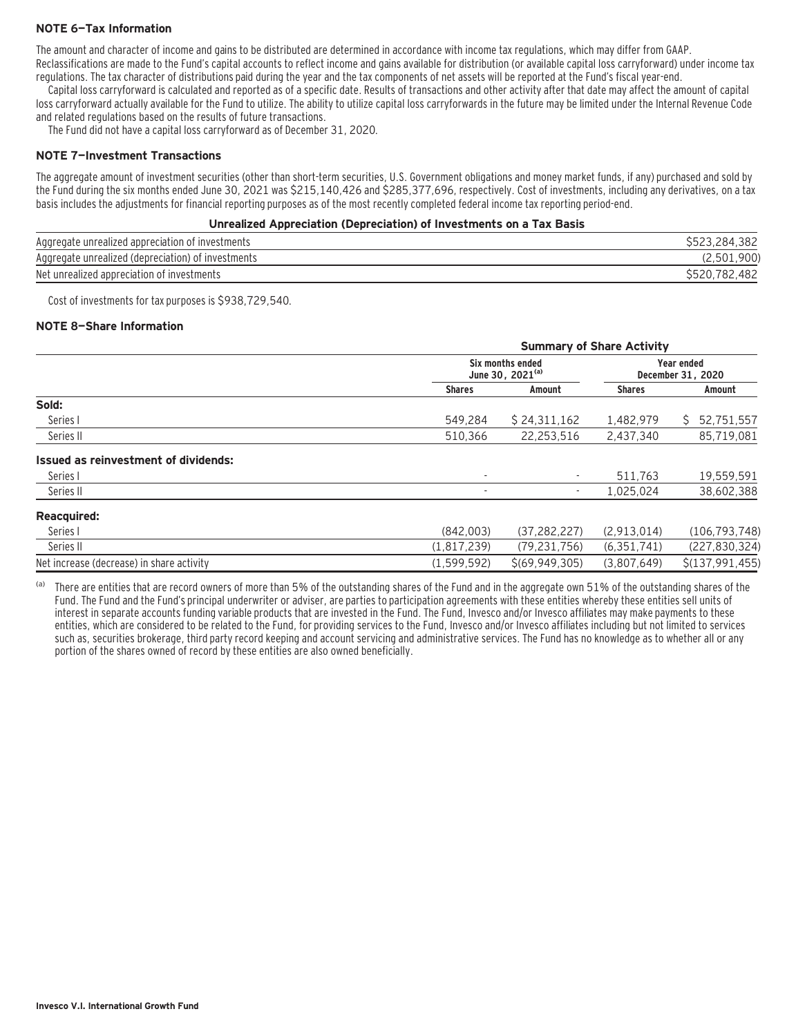### NOTE 6—Tax Information

The amount and character of income and gains to be distributed are determined in accordance with income tax regulations, which may differ from GAAP. Reclassifications are made to the Fund's capital accounts to reflect income and gains available for distribution (or available capital loss carryforward) under income tax regulations. The tax character of distributions paid during the year and the tax components of net assets will be reported at the Fund's fiscal year-end.

Capital loss carryforward is calculated and reported as of a specific date. Results of transactions and other activity after that date may affect the amount of capital loss carryforward actually available for the Fund to utilize. The ability to utilize capital loss carryforwards in the future may be limited under the Internal Revenue Code and related regulations based on the results of future transactions.

The Fund did not have a capital loss carryforward as of December 31, 2020.

### NOTE 7—Investment Transactions

The aggregate amount of investment securities (other than short-term securities, U.S. Government obligations and money market funds, if any) purchased and sold by the Fund during the six months ended June 30, 2021 was $215,140,426 and $285,377,696, respectively. Cost of investments, including any derivatives, on a tax basis includes the adjustments for financial reporting purposes as of the most recently completed federal income tax reporting period-end.

**Unrealized Appreciation (Depreciation) of Investments on a Tax Basis**

| | |
|---|---|
| Aggregate unrealized appreciation of investments | $523,284,382 |
| Aggregate unrealized (depreciation) of investments | (2,501,900) |
| Net unrealized appreciation of investments | $520,782,482 |

Cost of investments for tax purposes is $938,729,540.

### NOTE 8—Share Information

| | Summary of Share Activity | | | |
|---|---|---|---|---|
| | Six months ended June 30, 2021[(a)] | | Year ended December 31, 2020 | |
| | Shares | Amount | Shares | Amount |
| **Sold:** | | | | |
| Series I | 549,284 | $ 24,311,162 | 1,482,979 | $ 52,751,557 |
| Series II | 510,366 | 22,253,516 | 2,437,340 | 85,719,081 |
| **Issued as reinvestment of dividends:** | | | | |
| Series I | - | - | 511,763 | 19,559,591 |
| Series II | - | - | 1,025,024 | 38,602,388 |
| **Reacquired:** | | | | |
| Series I | (842,003) | (37,282,227) | (2,913,014) | (106,793,748) |
| Series II | (1,817,239) | (79,231,756) | (6,351,741) | (227,830,324) |
| Net increase (decrease) in share activity | (1,599,592) | $(69,949,305) | (3,807,649) | $(137,991,455) |

(a) There are entities that are record owners of more than 5% of the outstanding shares of the Fund and in the aggregate own 51% of the outstanding shares of the Fund. The Fund and the Fund's principal underwriter or adviser, are parties to participation agreements with these entities whereby these entities sell units of interest in separate accounts funding variable products that are invested in the Fund. The Fund, Invesco and/or Invesco affiliates may make payments to these entities, which are considered to be related to the Fund, for providing services to the Fund, Invesco and/or Invesco affiliates including but not limited to services such as, securities brokerage, third party record keeping and account servicing and administrative services. The Fund has no knowledge as to whether all or any portion of the shares owned of record by these entities are also owned beneficially.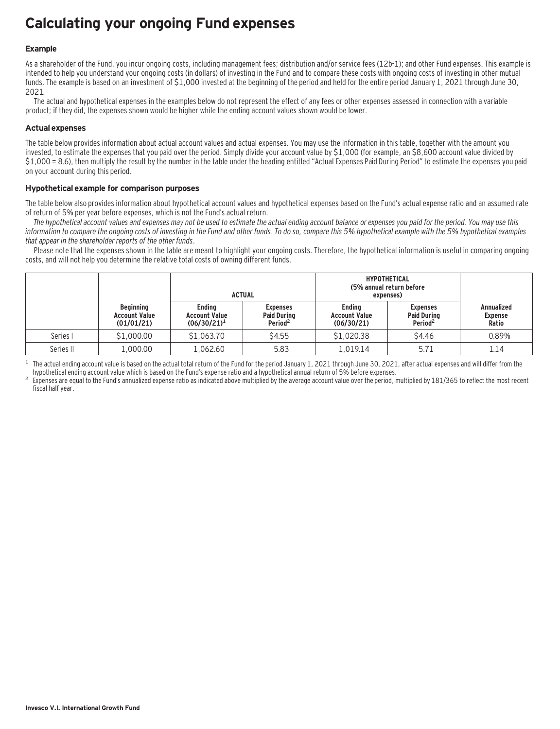# Calculating your ongoing Fund expenses

### Example

As a shareholder of the Fund, you incur ongoing costs, including management fees; distribution and/or service fees (12b-1); and other Fund expenses. This example is intended to help you understand your ongoing costs (in dollars) of investing in the Fund and to compare these costs with ongoing costs of investing in other mutual funds. The example is based on an investment of $1,000 invested at the beginning of the period and held for the entire period January 1, 2021 through June 30, 2021.

The actual and hypothetical expenses in the examples below do not represent the effect of any fees or other expenses assessed in connection with a variable product; if they did, the expenses shown would be higher while the ending account values shown would be lower.

### Actual expenses

The table below provides information about actual account values and actual expenses. You may use the information in this table, together with the amount you invested, to estimate the expenses that you paid over the period. Simply divide your account value by $1,000 (for example, an $8,600 account value divided by $1,000 = 8.6), then multiply the result by the number in the table under the heading entitled "Actual Expenses Paid During Period" to estimate the expenses you paid on your account during this period.

### Hypothetical example for comparison purposes

The table below also provides information about hypothetical account values and hypothetical expenses based on the Fund's actual expense ratio and an assumed rate of return of 5% per year before expenses, which is not the Fund's actual return.

*The hypothetical account values and expenses may not be used to estimate the actual ending account balance or expenses you paid for the period. You may use this information to compare the ongoing costs of investing in the Fund and other funds. To do so, compare this 5% hypothetical example with the 5% hypothetical examples that appear in the shareholder reports of the other funds.*

Please note that the expenses shown in the table are meant to highlight your ongoing costs. Therefore, the hypothetical information is useful in comparing ongoing costs, and will not help you determine the relative total costs of owning different funds.

| | | ACTUAL | | HYPOTHETICAL (5% annual return before expenses) | | |
|---|---|---|---|---|---|---|
| | Beginning Account Value (01/01/21) | Ending Account Value (06/30/21)[1] | Expenses Paid During Period[2] | Ending Account Value (06/30/21) | Expenses Paid During Period[2] | Annualized Expense Ratio |
| Series I | $1,000.00 | $1,063.70 | $4.55 | $1,020.38 | $4.46 | 0.89% |
| Series II | 1,000.00 | 1,062.60 | 5.83 | 1,019.14 | 5.71 | 1.14 |

[1] The actual ending account value is based on the actual total return of the Fund for the period January 1, 2021 through June 30, 2021, after actual expenses and will differ from the hypothetical ending account value which is based on the Fund's expense ratio and a hypothetical annual return of 5% before expenses.

[2] Expenses are equal to the Fund's annualized expense ratio as indicated above multiplied by the average account value over the period, multiplied by 181/365 to reflect the most recent fiscal half year.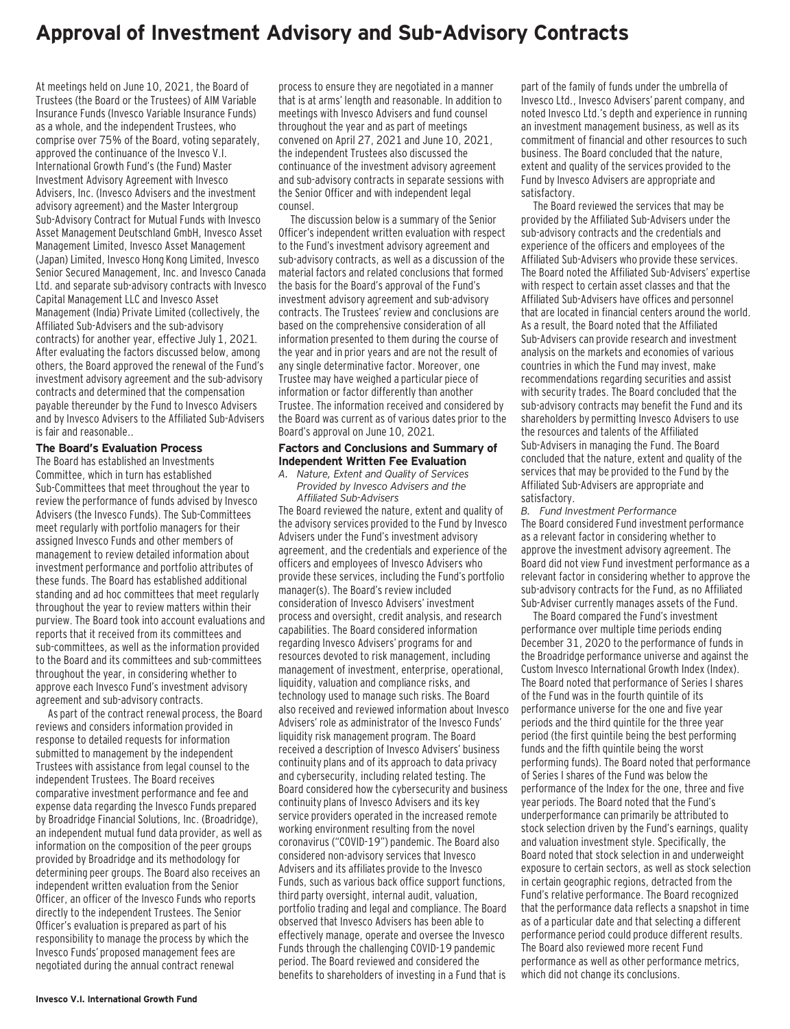# Approval of Investment Advisory and Sub-Advisory Contracts

At meetings held on June 10, 2021, the Board of Trustees (the Board or the Trustees) of AIM Variable Insurance Funds (Invesco Variable Insurance Funds) as a whole, and the independent Trustees, who comprise over 75% of the Board, voting separately, approved the continuance of the Invesco V.I. International Growth Fund's (the Fund) Master Investment Advisory Agreement with Invesco Advisers, Inc. (Invesco Advisers and the investment advisory agreement) and the Master Intergroup Sub-Advisory Contract for Mutual Funds with Invesco Asset Management Deutschland GmbH, Invesco Asset Management Limited, Invesco Asset Management (Japan) Limited, Invesco Hong Kong Limited, Invesco Senior Secured Management, Inc. and Invesco Canada Ltd. and separate sub-advisory contracts with Invesco Capital Management LLC and Invesco Asset Management (India) Private Limited (collectively, the Affiliated Sub-Advisers and the sub-advisory contracts) for another year, effective July 1, 2021. After evaluating the factors discussed below, among others, the Board approved the renewal of the Fund's investment advisory agreement and the sub-advisory contracts and determined that the compensation payable thereunder by the Fund to Invesco Advisers and by Invesco Advisers to the Affiliated Sub-Advisers is fair and reasonable..

**The Board's Evaluation Process**

The Board has established an Investments Committee, which in turn has established Sub-Committees that meet throughout the year to review the performance of funds advised by Invesco Advisers (the Invesco Funds). The Sub-Committees meet regularly with portfolio managers for their assigned Invesco Funds and other members of management to review detailed information about investment performance and portfolio attributes of these funds. The Board has established additional standing and ad hoc committees that meet regularly throughout the year to review matters within their purview. The Board took into account evaluations and reports that it received from its committees and sub-committees, as well as the information provided to the Board and its committees and sub-committees throughout the year, in considering whether to approve each Invesco Fund's investment advisory agreement and sub-advisory contracts.

As part of the contract renewal process, the Board reviews and considers information provided in response to detailed requests for information submitted to management by the independent Trustees with assistance from legal counsel to the independent Trustees. The Board receives comparative investment performance and fee and expense data regarding the Invesco Funds prepared by Broadridge Financial Solutions, Inc. (Broadridge), an independent mutual fund data provider, as well as information on the composition of the peer groups provided by Broadridge and its methodology for determining peer groups. The Board also receives an independent written evaluation from the Senior Officer, an officer of the Invesco Funds who reports directly to the independent Trustees. The Senior Officer's evaluation is prepared as part of his responsibility to manage the process by which the Invesco Funds' proposed management fees are negotiated during the annual contract renewal process to ensure they are negotiated in a manner that is at arms' length and reasonable. In addition to meetings with Invesco Advisers and fund counsel throughout the year and as part of meetings convened on April 27, 2021 and June 10, 2021, the independent Trustees also discussed the continuance of the investment advisory agreement and sub-advisory contracts in separate sessions with the Senior Officer and with independent legal counsel.

The discussion below is a summary of the Senior Officer's independent written evaluation with respect to the Fund's investment advisory agreement and sub-advisory contracts, as well as a discussion of the material factors and related conclusions that formed the basis for the Board's approval of the Fund's investment advisory agreement and sub-advisory contracts. The Trustees' review and conclusions are based on the comprehensive consideration of all information presented to them during the course of the year and in prior years and are not the result of any single determinative factor. Moreover, one Trustee may have weighed a particular piece of information or factor differently than another Trustee. The information received and considered by the Board was current as of various dates prior to the Board's approval on June 10, 2021.

**Factors and Conclusions and Summary of Independent Written Fee Evaluation**

*A. Nature, Extent and Quality of Services Provided by Invesco Advisers and the Affiliated Sub-Advisers*

The Board reviewed the nature, extent and quality of the advisory services provided to the Fund by Invesco Advisers under the Fund's investment advisory agreement, and the credentials and experience of the officers and employees of Invesco Advisers who provide these services, including the Fund's portfolio manager(s). The Board's review included consideration of Invesco Advisers' investment process and oversight, credit analysis, and research capabilities. The Board considered information regarding Invesco Advisers' programs for and resources devoted to risk management, including management of investment, enterprise, operational, liquidity, valuation and compliance risks, and technology used to manage such risks. The Board also received and reviewed information about Invesco Advisers' role as administrator of the Invesco Funds' liquidity risk management program. The Board received a description of Invesco Advisers' business continuity plans and of its approach to data privacy and cybersecurity, including related testing. The Board considered how the cybersecurity and business continuity plans of Invesco Advisers and its key service providers operated in the increased remote working environment resulting from the novel coronavirus ("COVID-19") pandemic. The Board also considered non-advisory services that Invesco Advisers and its affiliates provide to the Invesco Funds, such as various back office support functions, third party oversight, internal audit, valuation, portfolio trading and legal and compliance. The Board observed that Invesco Advisers has been able to effectively manage, operate and oversee the Invesco Funds through the challenging COVID-19 pandemic period. The Board reviewed and considered the benefits to shareholders of investing in a Fund that is part of the family of funds under the umbrella of Invesco Ltd., Invesco Advisers' parent company, and noted Invesco Ltd.'s depth and experience in running an investment management business, as well as its commitment of financial and other resources to such business. The Board concluded that the nature, extent and quality of the services provided to the Fund by Invesco Advisers are appropriate and satisfactory.

The Board reviewed the services that may be provided by the Affiliated Sub-Advisers under the sub-advisory contracts and the credentials and experience of the officers and employees of the Affiliated Sub-Advisers who provide these services. The Board noted the Affiliated Sub-Advisers' expertise with respect to certain asset classes and that the Affiliated Sub-Advisers have offices and personnel that are located in financial centers around the world. As a result, the Board noted that the Affiliated Sub-Advisers can provide research and investment analysis on the markets and economies of various countries in which the Fund may invest, make recommendations regarding securities and assist with security trades. The Board concluded that the sub-advisory contracts may benefit the Fund and its shareholders by permitting Invesco Advisers to use the resources and talents of the Affiliated Sub-Advisers in managing the Fund. The Board concluded that the nature, extent and quality of the services that may be provided to the Fund by the Affiliated Sub-Advisers are appropriate and satisfactory.

*B. Fund Investment Performance*

The Board considered Fund investment performance as a relevant factor in considering whether to approve the investment advisory agreement. The Board did not view Fund investment performance as a relevant factor in considering whether to approve the sub-advisory contracts for the Fund, as no Affiliated Sub-Adviser currently manages assets of the Fund.

The Board compared the Fund's investment performance over multiple time periods ending December 31, 2020 to the performance of funds in the Broadridge performance universe and against the Custom Invesco International Growth Index (Index). The Board noted that performance of Series I shares of the Fund was in the fourth quintile of its performance universe for the one and five year periods and the third quintile for the three year period (the first quintile being the best performing funds and the fifth quintile being the worst performing funds). The Board noted that performance of Series I shares of the Fund was below the performance of the Index for the one, three and five year periods. The Board noted that the Fund's underperformance can primarily be attributed to stock selection driven by the Fund's earnings, quality and valuation investment style. Specifically, the Board noted that stock selection in and underweight exposure to certain sectors, as well as stock selection in certain geographic regions, detracted from the Fund's relative performance. The Board recognized that the performance data reflects a snapshot in time as of a particular date and that selecting a different performance period could produce different results. The Board also reviewed more recent Fund performance as well as other performance metrics, which did not change its conclusions.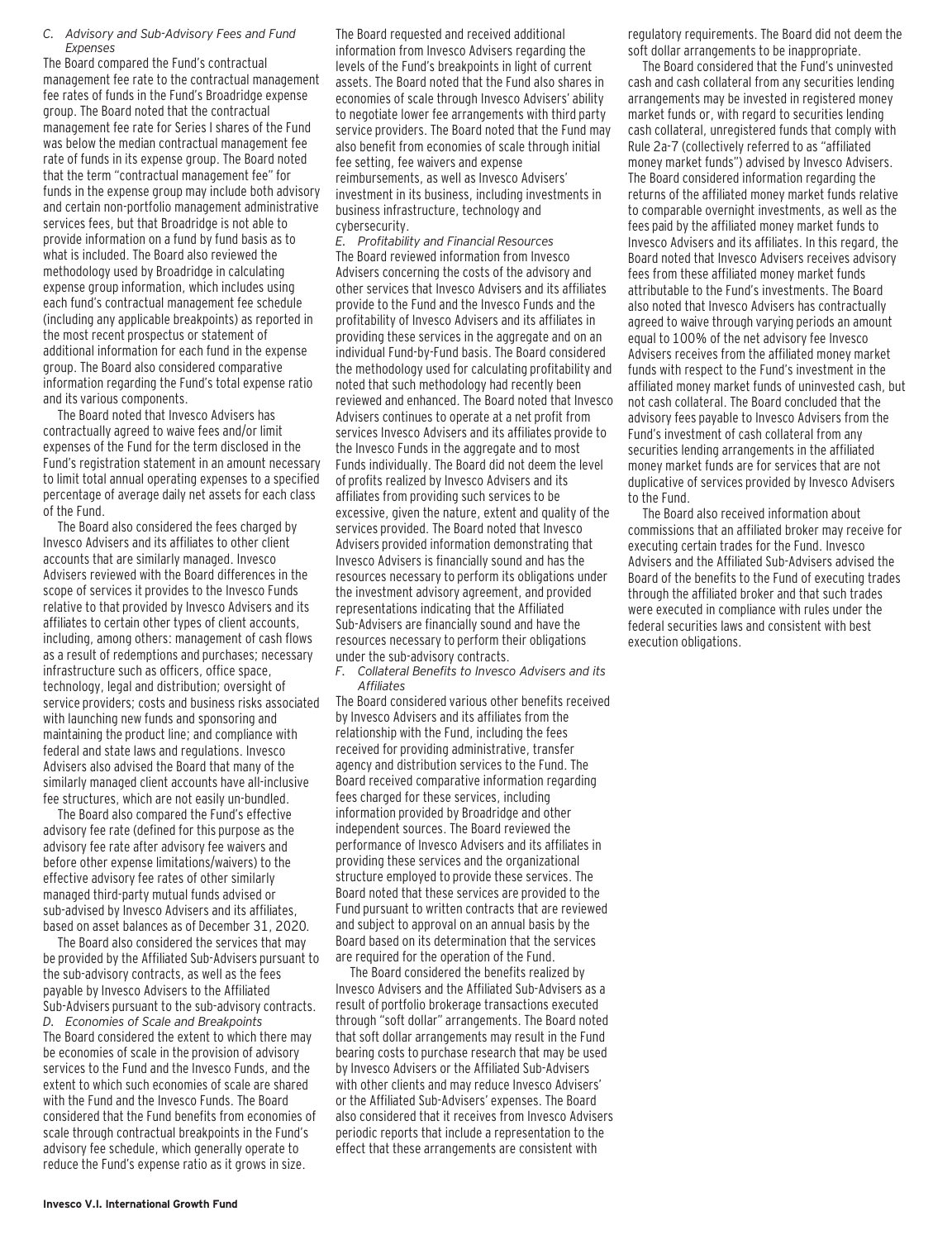*C. Advisory and Sub-Advisory Fees and Fund Expenses*

The Board compared the Fund's contractual management fee rate to the contractual management fee rates of funds in the Fund's Broadridge expense group. The Board noted that the contractual management fee rate for Series I shares of the Fund was below the median contractual management fee rate of funds in its expense group. The Board noted that the term "contractual management fee" for funds in the expense group may include both advisory and certain non-portfolio management administrative services fees, but that Broadridge is not able to provide information on a fund by fund basis as to what is included. The Board also reviewed the methodology used by Broadridge in calculating expense group information, which includes using each fund's contractual management fee schedule (including any applicable breakpoints) as reported in the most recent prospectus or statement of additional information for each fund in the expense group. The Board also considered comparative information regarding the Fund's total expense ratio and its various components.

The Board noted that Invesco Advisers has contractually agreed to waive fees and/or limit expenses of the Fund for the term disclosed in the Fund's registration statement in an amount necessary to limit total annual operating expenses to a specified percentage of average daily net assets for each class of the Fund.

The Board also considered the fees charged by Invesco Advisers and its affiliates to other client accounts that are similarly managed. Invesco Advisers reviewed with the Board differences in the scope of services it provides to the Invesco Funds relative to that provided by Invesco Advisers and its affiliates to certain other types of client accounts, including, among others: management of cash flows as a result of redemptions and purchases; necessary infrastructure such as officers, office space, technology, legal and distribution; oversight of service providers; costs and business risks associated with launching new funds and sponsoring and maintaining the product line; and compliance with federal and state laws and regulations. Invesco Advisers also advised the Board that many of the similarly managed client accounts have all-inclusive fee structures, which are not easily un-bundled.

The Board also compared the Fund's effective advisory fee rate (defined for this purpose as the advisory fee rate after advisory fee waivers and before other expense limitations/waivers) to the effective advisory fee rates of other similarly managed third-party mutual funds advised or sub-advised by Invesco Advisers and its affiliates, based on asset balances as of December 31, 2020.

The Board also considered the services that may be provided by the Affiliated Sub-Advisers pursuant to the sub-advisory contracts, as well as the fees payable by Invesco Advisers to the Affiliated Sub-Advisers pursuant to the sub-advisory contracts.

*D. Economies of Scale and Breakpoints*

The Board considered the extent to which there may be economies of scale in the provision of advisory services to the Fund and the Invesco Funds, and the extent to which such economies of scale are shared with the Fund and the Invesco Funds. The Board considered that the Fund benefits from economies of scale through contractual breakpoints in the Fund's advisory fee schedule, which generally operate to reduce the Fund's expense ratio as it grows in size. The Board requested and received additional information from Invesco Advisers regarding the levels of the Fund's breakpoints in light of current assets. The Board noted that the Fund also shares in economies of scale through Invesco Advisers' ability to negotiate lower fee arrangements with third party service providers. The Board noted that the Fund may also benefit from economies of scale through initial fee setting, fee waivers and expense reimbursements, as well as Invesco Advisers' investment in its business, including investments in business infrastructure, technology and cybersecurity.

*E. Profitability and Financial Resources*

The Board reviewed information from Invesco Advisers concerning the costs of the advisory and other services that Invesco Advisers and its affiliates provide to the Fund and the Invesco Funds and the profitability of Invesco Advisers and its affiliates in providing these services in the aggregate and on an individual Fund-by-Fund basis. The Board considered the methodology used for calculating profitability and noted that such methodology had recently been reviewed and enhanced. The Board noted that Invesco Advisers continues to operate at a net profit from services Invesco Advisers and its affiliates provide to the Invesco Funds in the aggregate and to most Funds individually. The Board did not deem the level of profits realized by Invesco Advisers and its affiliates from providing such services to be excessive, given the nature, extent and quality of the services provided. The Board noted that Invesco Advisers provided information demonstrating that Invesco Advisers is financially sound and has the resources necessary to perform its obligations under the investment advisory agreement, and provided representations indicating that the Affiliated Sub-Advisers are financially sound and have the resources necessary to perform their obligations under the sub-advisory contracts.

*F. Collateral Benefits to Invesco Advisers and its Affiliates*

The Board considered various other benefits received by Invesco Advisers and its affiliates from the relationship with the Fund, including the fees received for providing administrative, transfer agency and distribution services to the Fund. The Board received comparative information regarding fees charged for these services, including information provided by Broadridge and other independent sources. The Board reviewed the performance of Invesco Advisers and its affiliates in providing these services and the organizational structure employed to provide these services. The Board noted that these services are provided to the Fund pursuant to written contracts that are reviewed and subject to approval on an annual basis by the Board based on its determination that the services are required for the operation of the Fund.

The Board considered the benefits realized by Invesco Advisers and the Affiliated Sub-Advisers as a result of portfolio brokerage transactions executed through "soft dollar" arrangements. The Board noted that soft dollar arrangements may result in the Fund bearing costs to purchase research that may be used by Invesco Advisers or the Affiliated Sub-Advisers with other clients and may reduce Invesco Advisers' or the Affiliated Sub-Advisers' expenses. The Board also considered that it receives from Invesco Advisers periodic reports that include a representation to the effect that these arrangements are consistent with regulatory requirements. The Board did not deem the soft dollar arrangements to be inappropriate.

The Board considered that the Fund's uninvested cash and cash collateral from any securities lending arrangements may be invested in registered money market funds or, with regard to securities lending cash collateral, unregistered funds that comply with Rule 2a-7 (collectively referred to as "affiliated money market funds") advised by Invesco Advisers. The Board considered information regarding the returns of the affiliated money market funds relative to comparable overnight investments, as well as the fees paid by the affiliated money market funds to Invesco Advisers and its affiliates. In this regard, the Board noted that Invesco Advisers receives advisory fees from these affiliated money market funds attributable to the Fund's investments. The Board also noted that Invesco Advisers has contractually agreed to waive through varying periods an amount equal to 100% of the net advisory fee Invesco Advisers receives from the affiliated money market funds with respect to the Fund's investment in the affiliated money market funds of uninvested cash, but not cash collateral. The Board concluded that the advisory fees payable to Invesco Advisers from the Fund's investment of cash collateral from any securities lending arrangements in the affiliated money market funds are for services that are not duplicative of services provided by Invesco Advisers to the Fund.

The Board also received information about commissions that an affiliated broker may receive for executing certain trades for the Fund. Invesco Advisers and the Affiliated Sub-Advisers advised the Board of the benefits to the Fund of executing trades through the affiliated broker and that such trades were executed in compliance with rules under the federal securities laws and consistent with best execution obligations.